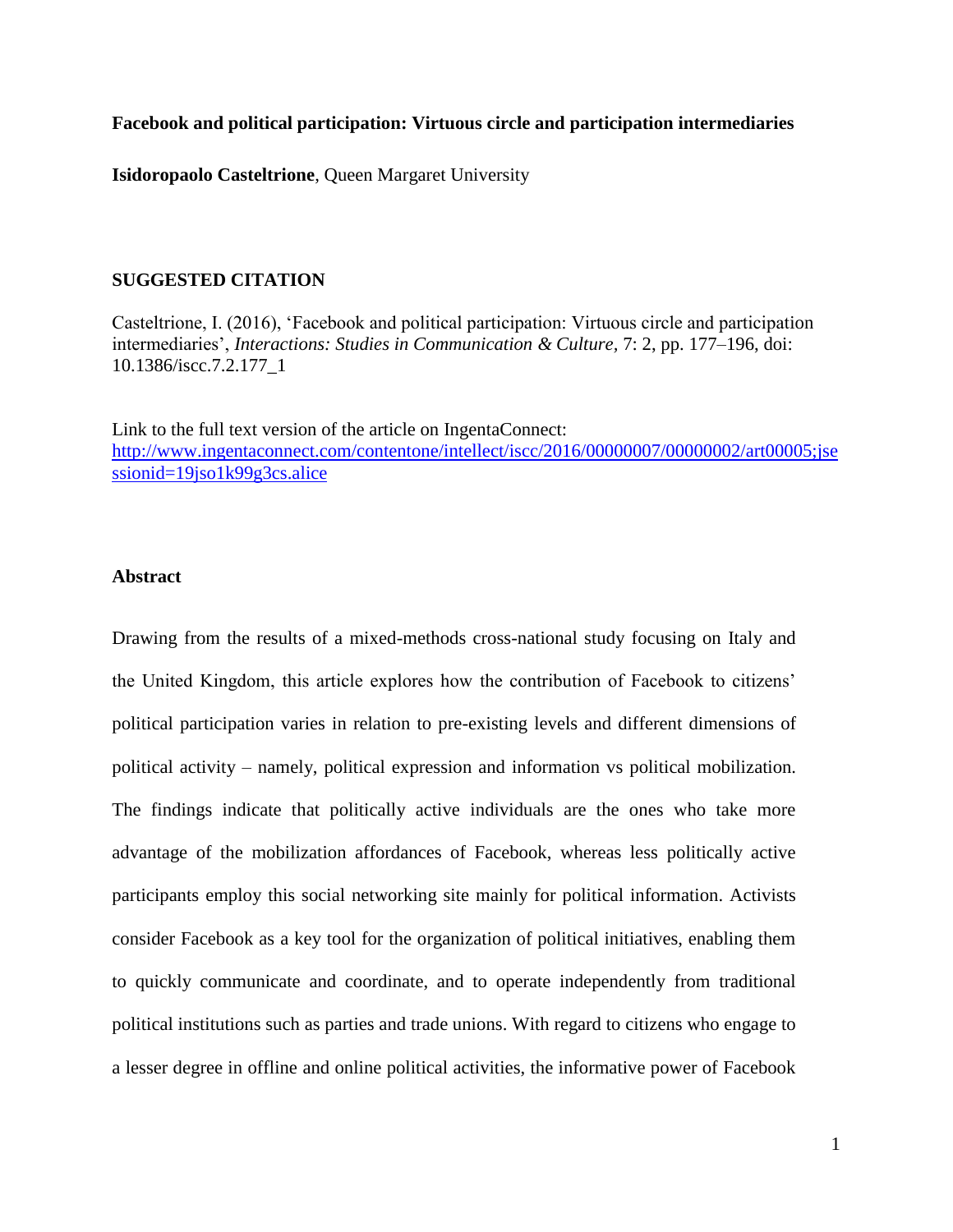**Facebook and political participation: Virtuous circle and participation intermediaries**

**Isidoropaolo Casteltrione**, Queen Margaret University

**SUGGESTED CITATION**

Casteltrione, I. (2016), 'Facebook and political participation: Virtuous circle and participation intermediaries', *Interactions: Studies in Communication & Culture,* 7: 2, pp. 177–196, doi: 10.1386/iscc.7.2.177_1

Link to the full text version of the article on IngentaConnect:
[http://www.ingentaconnect.com/contentone/intellect/iscc/2016/00000007/00000002/art00005;jsessionid=19jso1k99g3cs.alice](http://www.ingentaconnect.com/contentone/intellect/iscc/2016/00000007/00000002/art00005;jsessionid=19jso1k99g3cs.alice)

**Abstract**

Drawing from the results of a mixed-methods cross-national study focusing on Italy and the United Kingdom, this article explores how the contribution of Facebook to citizens' political participation varies in relation to pre-existing levels and different dimensions of political activity – namely, political expression and information vs political mobilization. The findings indicate that politically active individuals are the ones who take more advantage of the mobilization affordances of Facebook, whereas less politically active participants employ this social networking site mainly for political information. Activists consider Facebook as a key tool for the organization of political initiatives, enabling them to quickly communicate and coordinate, and to operate independently from traditional political institutions such as parties and trade unions. With regard to citizens who engage to a lesser degree in offline and online political activities, the informative power of Facebook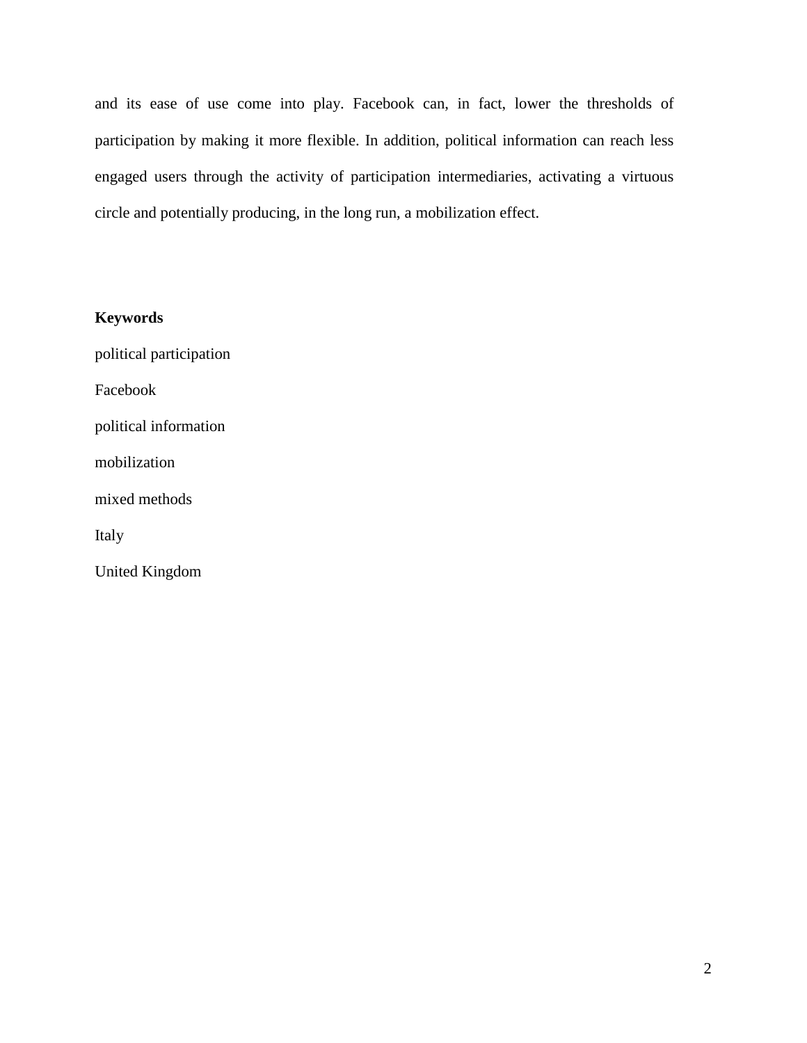and its ease of use come into play. Facebook can, in fact, lower the thresholds of participation by making it more flexible. In addition, political information can reach less engaged users through the activity of participation intermediaries, activating a virtuous circle and potentially producing, in the long run, a mobilization effect.

**Keywords**

political participation

Facebook

political information

mobilization

mixed methods

Italy

United Kingdom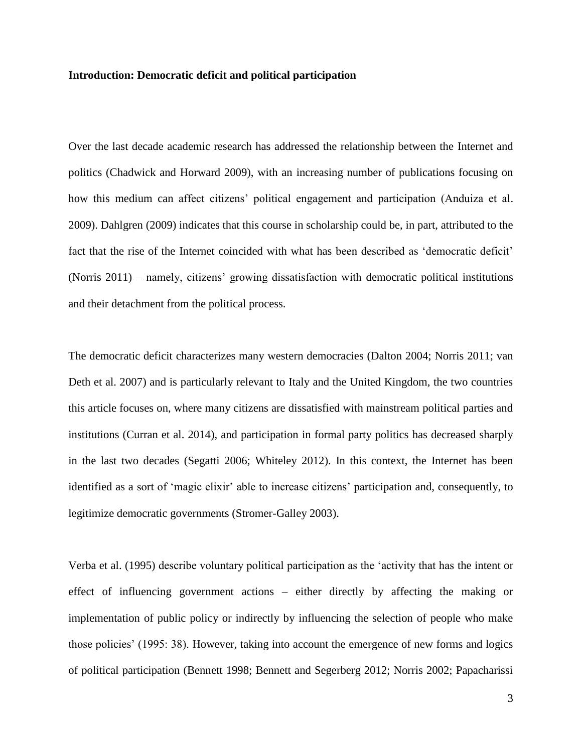**Introduction: Democratic deficit and political participation**

Over the last decade academic research has addressed the relationship between the Internet and politics (Chadwick and Horward 2009), with an increasing number of publications focusing on how this medium can affect citizens' political engagement and participation (Anduiza et al. 2009). Dahlgren (2009) indicates that this course in scholarship could be, in part, attributed to the fact that the rise of the Internet coincided with what has been described as 'democratic deficit' (Norris 2011) – namely, citizens' growing dissatisfaction with democratic political institutions and their detachment from the political process.

The democratic deficit characterizes many western democracies (Dalton 2004; Norris 2011; van Deth et al. 2007) and is particularly relevant to Italy and the United Kingdom, the two countries this article focuses on, where many citizens are dissatisfied with mainstream political parties and institutions (Curran et al. 2014), and participation in formal party politics has decreased sharply in the last two decades (Segatti 2006; Whiteley 2012). In this context, the Internet has been identified as a sort of 'magic elixir' able to increase citizens' participation and, consequently, to legitimize democratic governments (Stromer-Galley 2003).

Verba et al. (1995) describe voluntary political participation as the 'activity that has the intent or effect of influencing government actions – either directly by affecting the making or implementation of public policy or indirectly by influencing the selection of people who make those policies' (1995: 38). However, taking into account the emergence of new forms and logics of political participation (Bennett 1998; Bennett and Segerberg 2012; Norris 2002; Papacharissi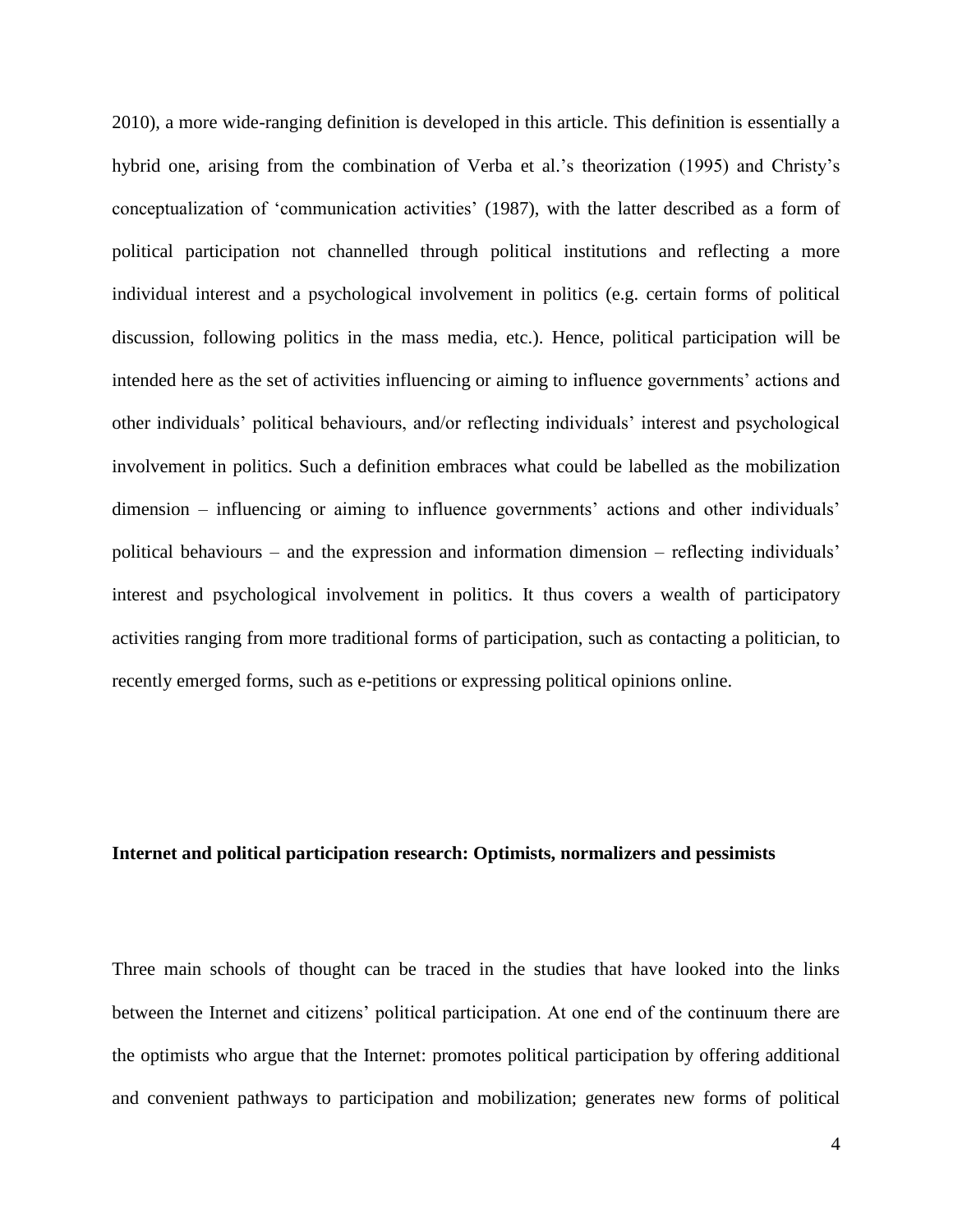2010), a more wide-ranging definition is developed in this article. This definition is essentially a hybrid one, arising from the combination of Verba et al.'s theorization (1995) and Christy's conceptualization of 'communication activities' (1987), with the latter described as a form of political participation not channelled through political institutions and reflecting a more individual interest and a psychological involvement in politics (e.g. certain forms of political discussion, following politics in the mass media, etc.). Hence, political participation will be intended here as the set of activities influencing or aiming to influence governments' actions and other individuals' political behaviours, and/or reflecting individuals' interest and psychological involvement in politics. Such a definition embraces what could be labelled as the mobilization dimension – influencing or aiming to influence governments' actions and other individuals' political behaviours – and the expression and information dimension – reflecting individuals' interest and psychological involvement in politics. It thus covers a wealth of participatory activities ranging from more traditional forms of participation, such as contacting a politician, to recently emerged forms, such as e-petitions or expressing political opinions online.

## Internet and political participation research: Optimists, normalizers and pessimists

Three main schools of thought can be traced in the studies that have looked into the links between the Internet and citizens' political participation. At one end of the continuum there are the optimists who argue that the Internet: promotes political participation by offering additional and convenient pathways to participation and mobilization; generates new forms of political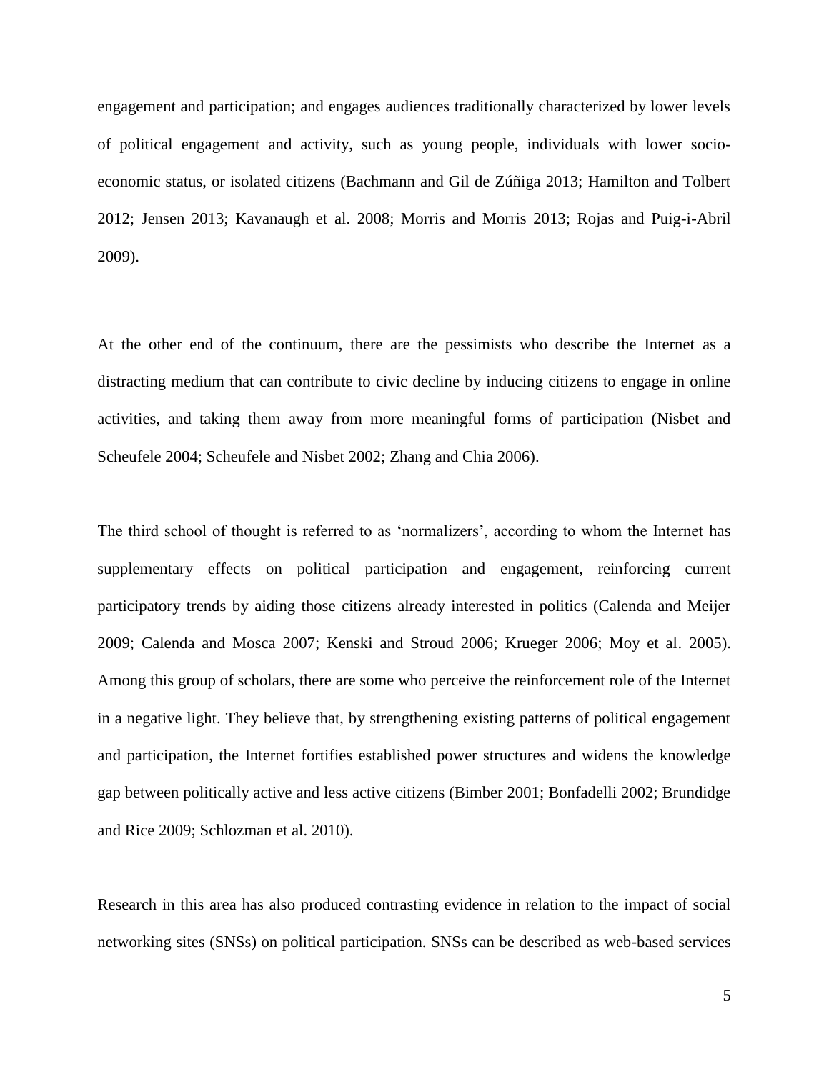engagement and participation; and engages audiences traditionally characterized by lower levels of political engagement and activity, such as young people, individuals with lower socio-economic status, or isolated citizens (Bachmann and Gil de Zúñiga 2013; Hamilton and Tolbert 2012; Jensen 2013; Kavanaugh et al. 2008; Morris and Morris 2013; Rojas and Puig-i-Abril 2009).

At the other end of the continuum, there are the pessimists who describe the Internet as a distracting medium that can contribute to civic decline by inducing citizens to engage in online activities, and taking them away from more meaningful forms of participation (Nisbet and Scheufele 2004; Scheufele and Nisbet 2002; Zhang and Chia 2006).

The third school of thought is referred to as 'normalizers', according to whom the Internet has supplementary effects on political participation and engagement, reinforcing current participatory trends by aiding those citizens already interested in politics (Calenda and Meijer 2009; Calenda and Mosca 2007; Kenski and Stroud 2006; Krueger 2006; Moy et al. 2005). Among this group of scholars, there are some who perceive the reinforcement role of the Internet in a negative light. They believe that, by strengthening existing patterns of political engagement and participation, the Internet fortifies established power structures and widens the knowledge gap between politically active and less active citizens (Bimber 2001; Bonfadelli 2002; Brundidge and Rice 2009; Schlozman et al. 2010).

Research in this area has also produced contrasting evidence in relation to the impact of social networking sites (SNSs) on political participation. SNSs can be described as web-based services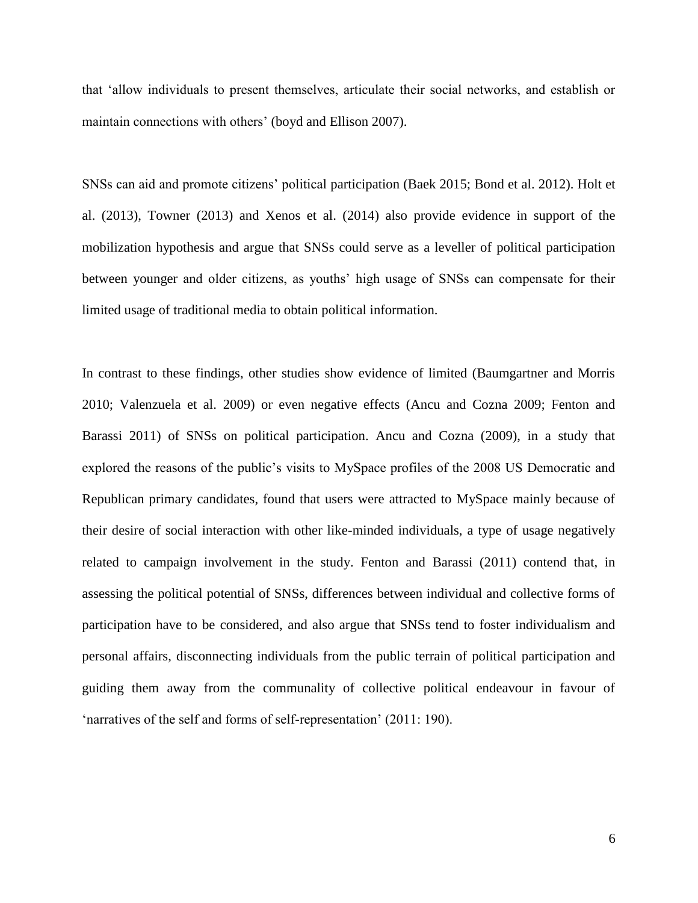that 'allow individuals to present themselves, articulate their social networks, and establish or maintain connections with others' (boyd and Ellison 2007).

SNSs can aid and promote citizens' political participation (Baek 2015; Bond et al. 2012). Holt et al. (2013), Towner (2013) and Xenos et al. (2014) also provide evidence in support of the mobilization hypothesis and argue that SNSs could serve as a leveller of political participation between younger and older citizens, as youths' high usage of SNSs can compensate for their limited usage of traditional media to obtain political information.

In contrast to these findings, other studies show evidence of limited (Baumgartner and Morris 2010; Valenzuela et al. 2009) or even negative effects (Ancu and Cozna 2009; Fenton and Barassi 2011) of SNSs on political participation. Ancu and Cozna (2009), in a study that explored the reasons of the public's visits to MySpace profiles of the 2008 US Democratic and Republican primary candidates, found that users were attracted to MySpace mainly because of their desire of social interaction with other like-minded individuals, a type of usage negatively related to campaign involvement in the study. Fenton and Barassi (2011) contend that, in assessing the political potential of SNSs, differences between individual and collective forms of participation have to be considered, and also argue that SNSs tend to foster individualism and personal affairs, disconnecting individuals from the public terrain of political participation and guiding them away from the communality of collective political endeavour in favour of 'narratives of the self and forms of self-representation' (2011: 190).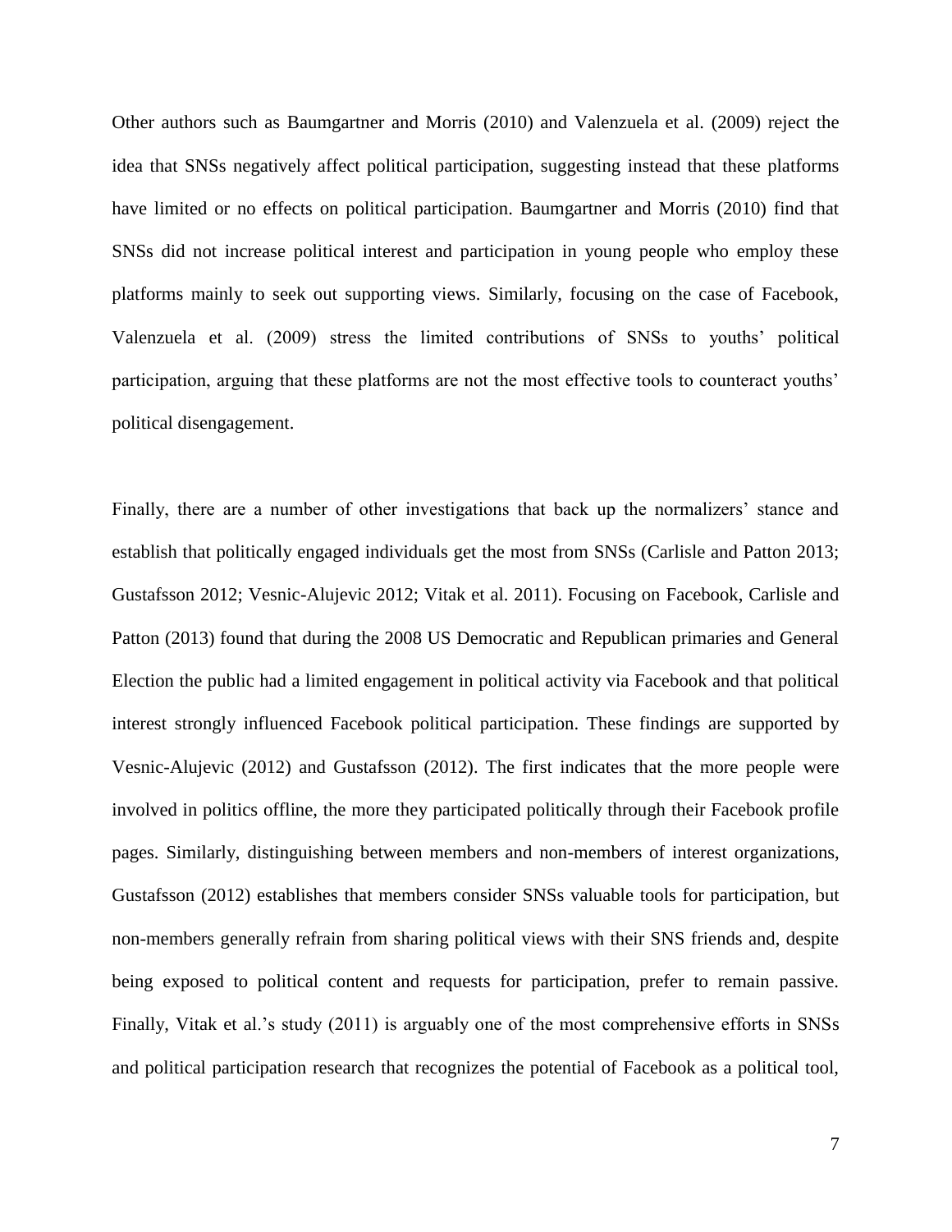Other authors such as Baumgartner and Morris (2010) and Valenzuela et al. (2009) reject the idea that SNSs negatively affect political participation, suggesting instead that these platforms have limited or no effects on political participation. Baumgartner and Morris (2010) find that SNSs did not increase political interest and participation in young people who employ these platforms mainly to seek out supporting views. Similarly, focusing on the case of Facebook, Valenzuela et al. (2009) stress the limited contributions of SNSs to youths' political participation, arguing that these platforms are not the most effective tools to counteract youths' political disengagement.

Finally, there are a number of other investigations that back up the normalizers' stance and establish that politically engaged individuals get the most from SNSs (Carlisle and Patton 2013; Gustafsson 2012; Vesnic-Alujevic 2012; Vitak et al. 2011). Focusing on Facebook, Carlisle and Patton (2013) found that during the 2008 US Democratic and Republican primaries and General Election the public had a limited engagement in political activity via Facebook and that political interest strongly influenced Facebook political participation. These findings are supported by Vesnic-Alujevic (2012) and Gustafsson (2012). The first indicates that the more people were involved in politics offline, the more they participated politically through their Facebook profile pages. Similarly, distinguishing between members and non-members of interest organizations, Gustafsson (2012) establishes that members consider SNSs valuable tools for participation, but non-members generally refrain from sharing political views with their SNS friends and, despite being exposed to political content and requests for participation, prefer to remain passive. Finally, Vitak et al.'s study (2011) is arguably one of the most comprehensive efforts in SNSs and political participation research that recognizes the potential of Facebook as a political tool,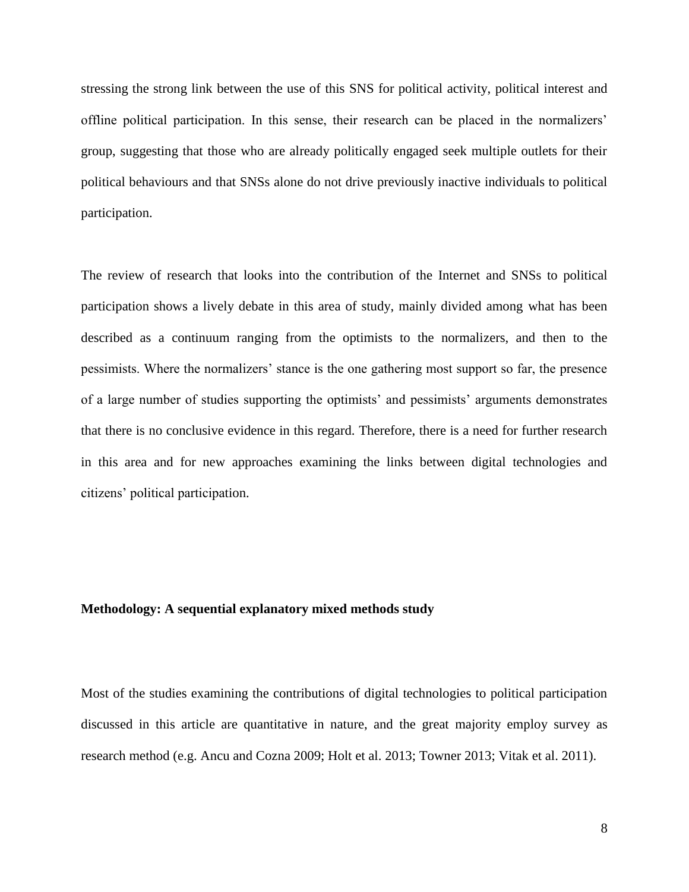stressing the strong link between the use of this SNS for political activity, political interest and offline political participation. In this sense, their research can be placed in the normalizers' group, suggesting that those who are already politically engaged seek multiple outlets for their political behaviours and that SNSs alone do not drive previously inactive individuals to political participation.

The review of research that looks into the contribution of the Internet and SNSs to political participation shows a lively debate in this area of study, mainly divided among what has been described as a continuum ranging from the optimists to the normalizers, and then to the pessimists. Where the normalizers' stance is the one gathering most support so far, the presence of a large number of studies supporting the optimists' and pessimists' arguments demonstrates that there is no conclusive evidence in this regard. Therefore, there is a need for further research in this area and for new approaches examining the links between digital technologies and citizens' political participation.

**Methodology: A sequential explanatory mixed methods study**

Most of the studies examining the contributions of digital technologies to political participation discussed in this article are quantitative in nature, and the great majority employ survey as research method (e.g. Ancu and Cozna 2009; Holt et al. 2013; Towner 2013; Vitak et al. 2011).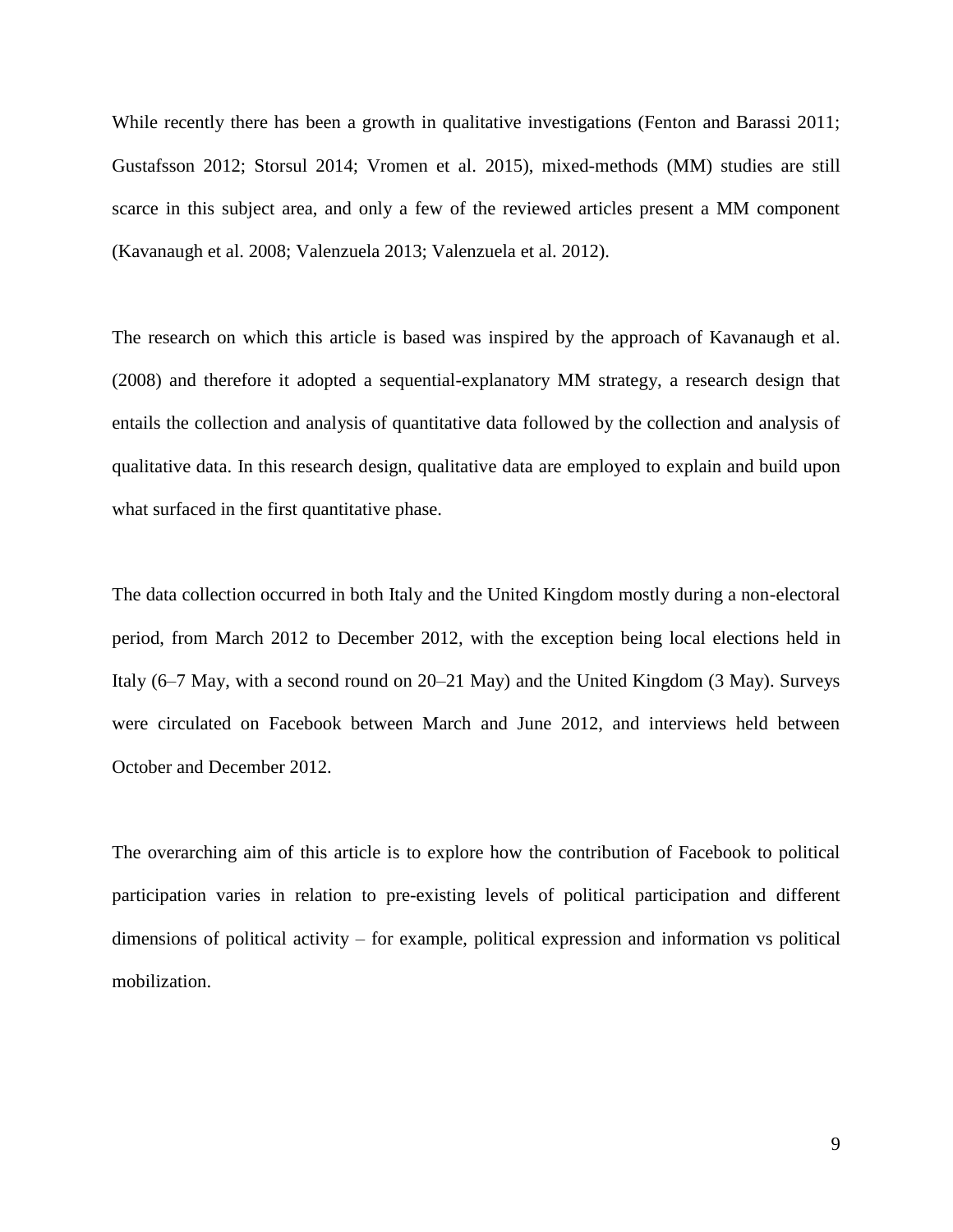While recently there has been a growth in qualitative investigations (Fenton and Barassi 2011; Gustafsson 2012; Storsul 2014; Vromen et al. 2015), mixed-methods (MM) studies are still scarce in this subject area, and only a few of the reviewed articles present a MM component (Kavanaugh et al. 2008; Valenzuela 2013; Valenzuela et al. 2012).

The research on which this article is based was inspired by the approach of Kavanaugh et al. (2008) and therefore it adopted a sequential-explanatory MM strategy, a research design that entails the collection and analysis of quantitative data followed by the collection and analysis of qualitative data. In this research design, qualitative data are employed to explain and build upon what surfaced in the first quantitative phase.

The data collection occurred in both Italy and the United Kingdom mostly during a non-electoral period, from March 2012 to December 2012, with the exception being local elections held in Italy (6–7 May, with a second round on 20–21 May) and the United Kingdom (3 May). Surveys were circulated on Facebook between March and June 2012, and interviews held between October and December 2012.

The overarching aim of this article is to explore how the contribution of Facebook to political participation varies in relation to pre-existing levels of political participation and different dimensions of political activity – for example, political expression and information vs political mobilization.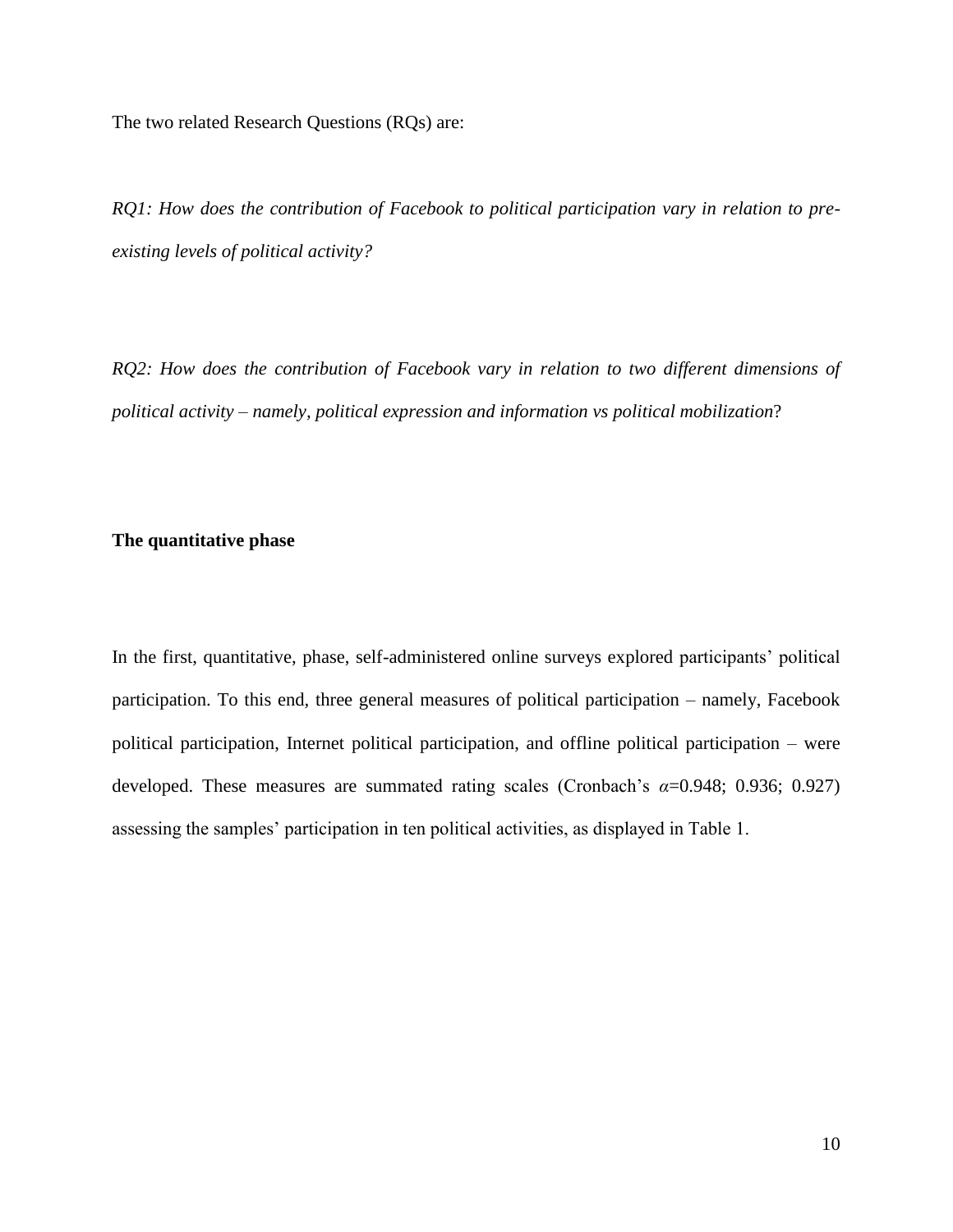The two related Research Questions (RQs) are:

*RQ1: How does the contribution of Facebook to political participation vary in relation to pre-existing levels of political activity?*

*RQ2: How does the contribution of Facebook vary in relation to two different dimensions of political activity – namely, political expression and information vs political mobilization*?

**The quantitative phase**

In the first, quantitative, phase, self-administered online surveys explored participants' political participation. To this end, three general measures of political participation – namely, Facebook political participation, Internet political participation, and offline political participation – were developed. These measures are summated rating scales (Cronbach's $\alpha$=0.948; 0.936; 0.927) assessing the samples' participation in ten political activities, as displayed in Table 1.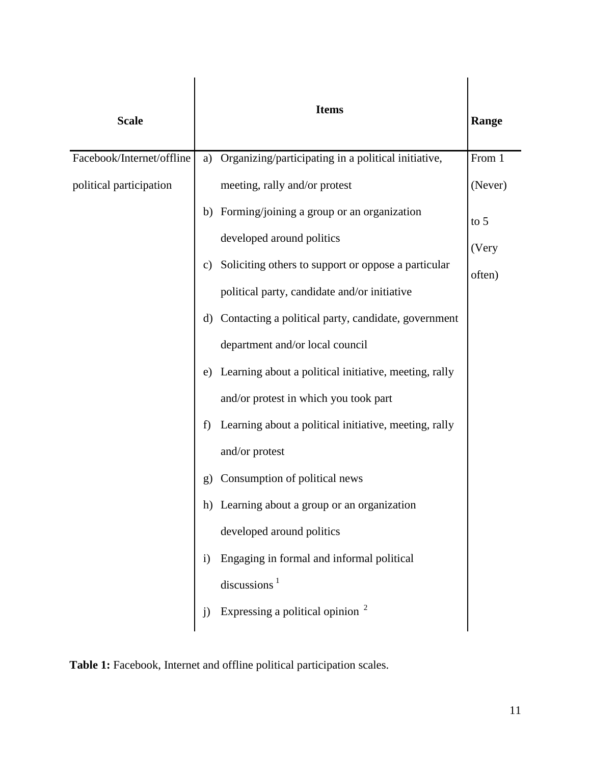| Scale | Items | Range |
|---|---|---|
| Facebook/Internet/offline political participation | a) Organizing/participating in a political initiative, meeting, rally and/or protest<br>b) Forming/joining a group or an organization developed around politics<br>c) Soliciting others to support or oppose a particular political party, candidate and/or initiative<br>d) Contacting a political party, candidate, government department and/or local council<br>e) Learning about a political initiative, meeting, rally and/or protest in which you took part<br>f) Learning about a political initiative, meeting, rally and/or protest<br>g) Consumption of political news<br>h) Learning about a group or an organization developed around politics<br>i) Engaging in formal and informal political discussions [1]<br>j) Expressing a political opinion [2] | From 1 (Never) to 5 (Very often) |

**Table 1:** Facebook, Internet and offline political participation scales.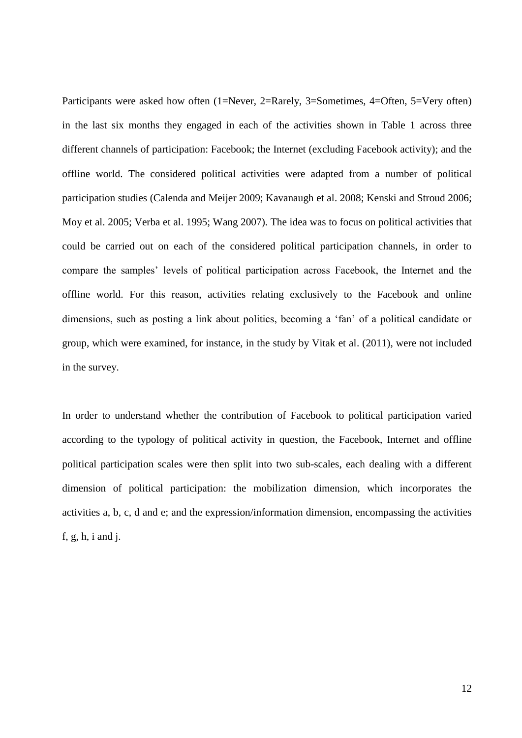Participants were asked how often (1=Never, 2=Rarely, 3=Sometimes, 4=Often, 5=Very often) in the last six months they engaged in each of the activities shown in Table 1 across three different channels of participation: Facebook; the Internet (excluding Facebook activity); and the offline world. The considered political activities were adapted from a number of political participation studies (Calenda and Meijer 2009; Kavanaugh et al. 2008; Kenski and Stroud 2006; Moy et al. 2005; Verba et al. 1995; Wang 2007). The idea was to focus on political activities that could be carried out on each of the considered political participation channels, in order to compare the samples' levels of political participation across Facebook, the Internet and the offline world. For this reason, activities relating exclusively to the Facebook and online dimensions, such as posting a link about politics, becoming a 'fan' of a political candidate or group, which were examined, for instance, in the study by Vitak et al. (2011), were not included in the survey.

In order to understand whether the contribution of Facebook to political participation varied according to the typology of political activity in question, the Facebook, Internet and offline political participation scales were then split into two sub-scales, each dealing with a different dimension of political participation: the mobilization dimension, which incorporates the activities a, b, c, d and e; and the expression/information dimension, encompassing the activities f, g, h, i and j.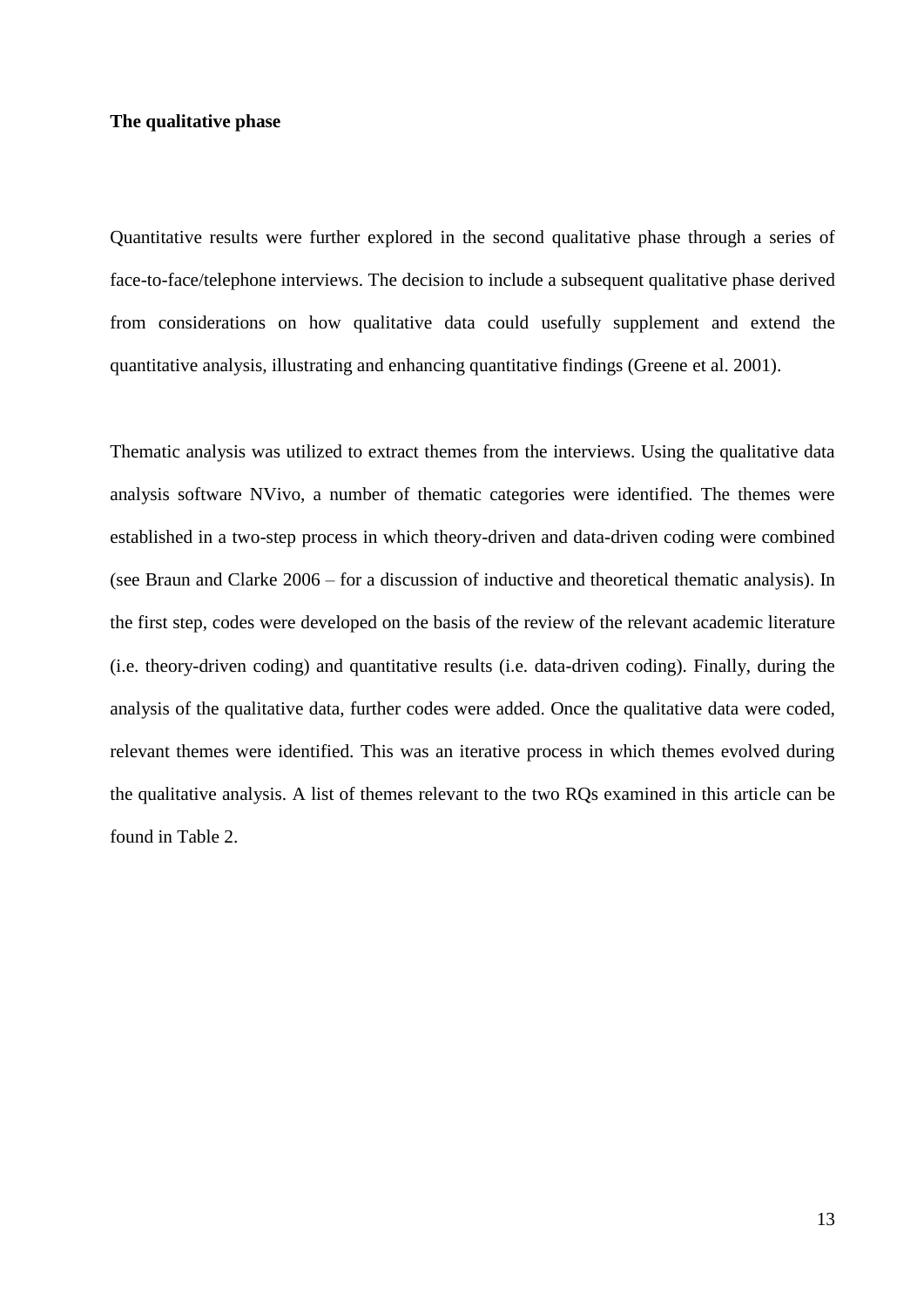**The qualitative phase**

Quantitative results were further explored in the second qualitative phase through a series of face-to-face/telephone interviews. The decision to include a subsequent qualitative phase derived from considerations on how qualitative data could usefully supplement and extend the quantitative analysis, illustrating and enhancing quantitative findings (Greene et al. 2001).

Thematic analysis was utilized to extract themes from the interviews. Using the qualitative data analysis software NVivo, a number of thematic categories were identified. The themes were established in a two-step process in which theory-driven and data-driven coding were combined (see Braun and Clarke 2006 – for a discussion of inductive and theoretical thematic analysis). In the first step, codes were developed on the basis of the review of the relevant academic literature (i.e. theory-driven coding) and quantitative results (i.e. data-driven coding). Finally, during the analysis of the qualitative data, further codes were added. Once the qualitative data were coded, relevant themes were identified. This was an iterative process in which themes evolved during the qualitative analysis. A list of themes relevant to the two RQs examined in this article can be found in Table 2.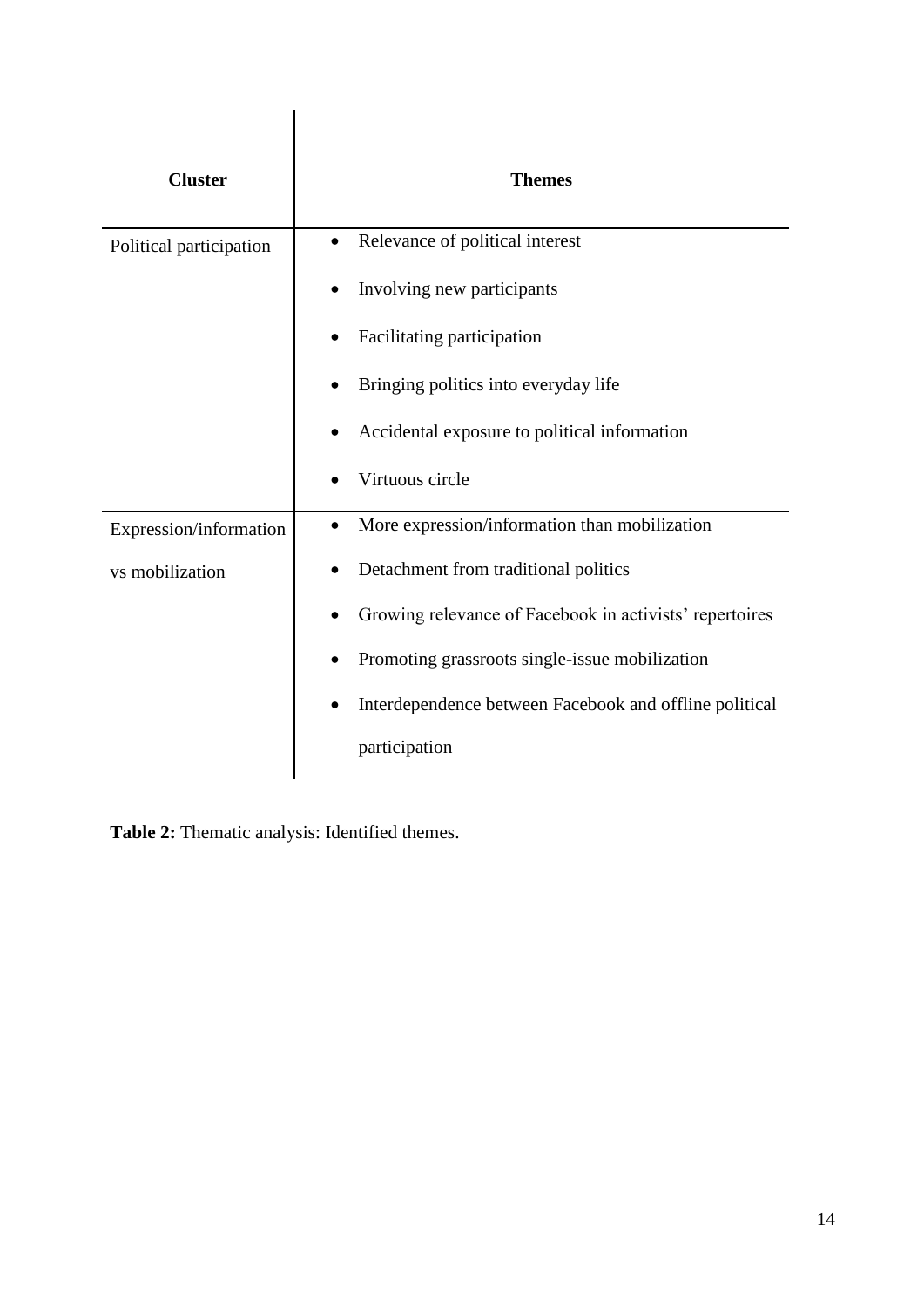| Cluster | Themes |
| --- | --- |
| Political participation | • Relevance of political interest<br>• Involving new participants<br>• Facilitating participation<br>• Bringing politics into everyday life<br>• Accidental exposure to political information<br>• Virtuous circle |
| Expression/information vs mobilization | • More expression/information than mobilization<br>• Detachment from traditional politics<br>• Growing relevance of Facebook in activists' repertoires<br>• Promoting grassroots single-issue mobilization<br>• Interdependence between Facebook and offline political participation |

**Table 2:** Thematic analysis: Identified themes.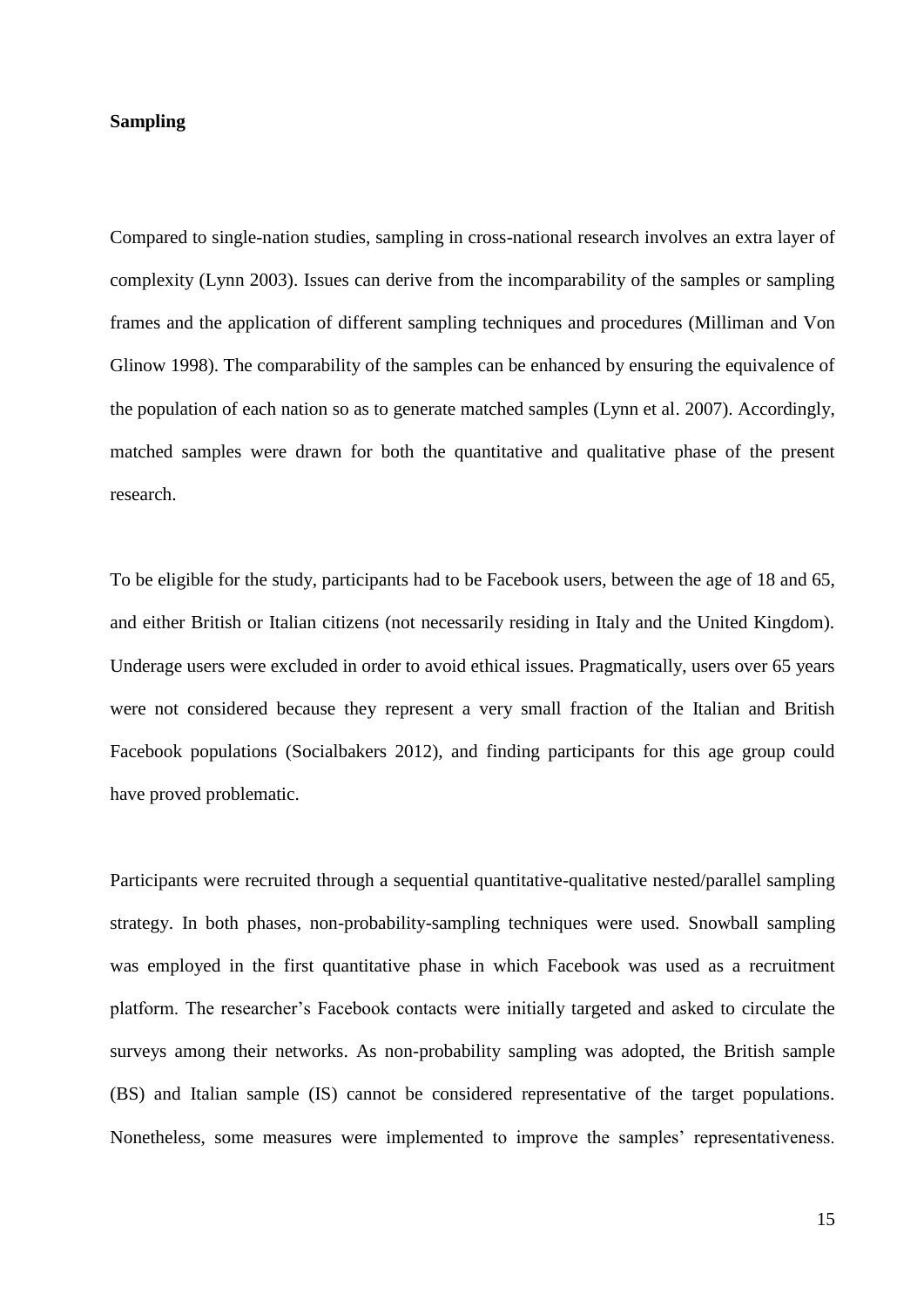**Sampling**

Compared to single-nation studies, sampling in cross-national research involves an extra layer of complexity (Lynn 2003). Issues can derive from the incomparability of the samples or sampling frames and the application of different sampling techniques and procedures (Milliman and Von Glinow 1998). The comparability of the samples can be enhanced by ensuring the equivalence of the population of each nation so as to generate matched samples (Lynn et al. 2007). Accordingly, matched samples were drawn for both the quantitative and qualitative phase of the present research.

To be eligible for the study, participants had to be Facebook users, between the age of 18 and 65, and either British or Italian citizens (not necessarily residing in Italy and the United Kingdom). Underage users were excluded in order to avoid ethical issues. Pragmatically, users over 65 years were not considered because they represent a very small fraction of the Italian and British Facebook populations (Socialbakers 2012), and finding participants for this age group could have proved problematic.

Participants were recruited through a sequential quantitative-qualitative nested/parallel sampling strategy. In both phases, non-probability-sampling techniques were used. Snowball sampling was employed in the first quantitative phase in which Facebook was used as a recruitment platform. The researcher's Facebook contacts were initially targeted and asked to circulate the surveys among their networks. As non-probability sampling was adopted, the British sample (BS) and Italian sample (IS) cannot be considered representative of the target populations. Nonetheless, some measures were implemented to improve the samples' representativeness.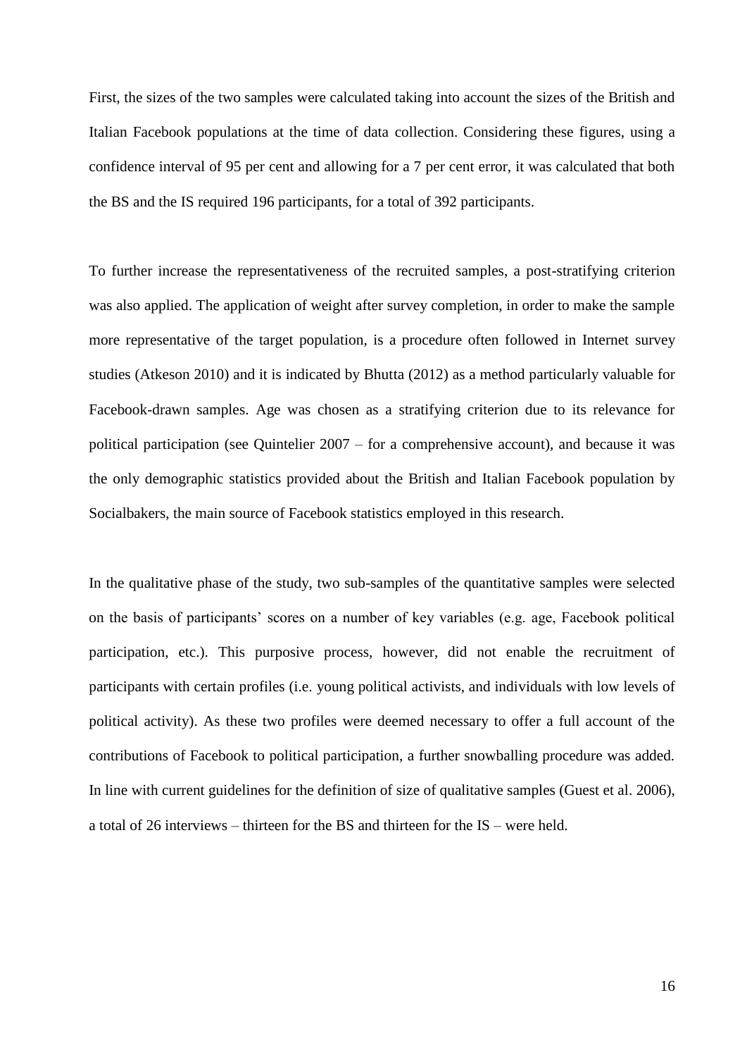First, the sizes of the two samples were calculated taking into account the sizes of the British and Italian Facebook populations at the time of data collection. Considering these figures, using a confidence interval of 95 per cent and allowing for a 7 per cent error, it was calculated that both the BS and the IS required 196 participants, for a total of 392 participants.

To further increase the representativeness of the recruited samples, a post-stratifying criterion was also applied. The application of weight after survey completion, in order to make the sample more representative of the target population, is a procedure often followed in Internet survey studies (Atkeson 2010) and it is indicated by Bhutta (2012) as a method particularly valuable for Facebook-drawn samples. Age was chosen as a stratifying criterion due to its relevance for political participation (see Quintelier 2007 – for a comprehensive account), and because it was the only demographic statistics provided about the British and Italian Facebook population by Socialbakers, the main source of Facebook statistics employed in this research.

In the qualitative phase of the study, two sub-samples of the quantitative samples were selected on the basis of participants' scores on a number of key variables (e.g. age, Facebook political participation, etc.). This purposive process, however, did not enable the recruitment of participants with certain profiles (i.e. young political activists, and individuals with low levels of political activity). As these two profiles were deemed necessary to offer a full account of the contributions of Facebook to political participation, a further snowballing procedure was added. In line with current guidelines for the definition of size of qualitative samples (Guest et al. 2006), a total of 26 interviews – thirteen for the BS and thirteen for the IS – were held.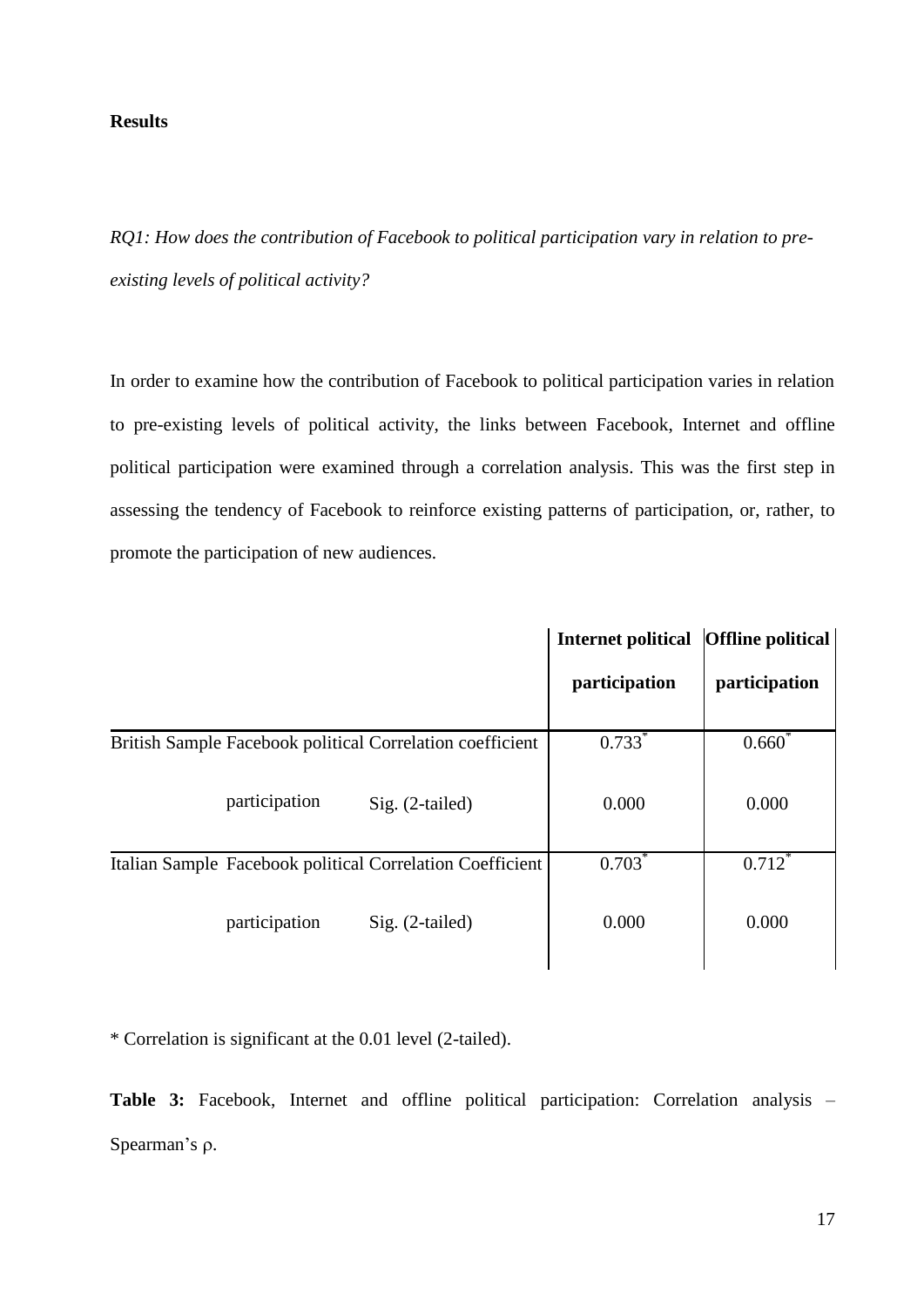**Results**

*RQ1: How does the contribution of Facebook to political participation vary in relation to pre-existing levels of political activity?*

In order to examine how the contribution of Facebook to political participation varies in relation to pre-existing levels of political activity, the links between Facebook, Internet and offline political participation were examined through a correlation analysis. This was the first step in assessing the tendency of Facebook to reinforce existing patterns of participation, or, rather, to promote the participation of new audiences.

| | | | Internet political participation | Offline political participation |
|---|---|---|---|---|
| British Sample | Facebook political participation | Correlation coefficient | 0.733* | 0.660* |
| | | Sig. (2-tailed) | 0.000 | 0.000 |
| Italian Sample | Facebook political participation | Correlation Coefficient | 0.703* | 0.712* |
| | | Sig. (2-tailed) | 0.000 | 0.000 |

* Correlation is significant at the 0.01 level (2-tailed).

**Table 3:** Facebook, Internet and offline political participation: Correlation analysis – Spearman's ρ.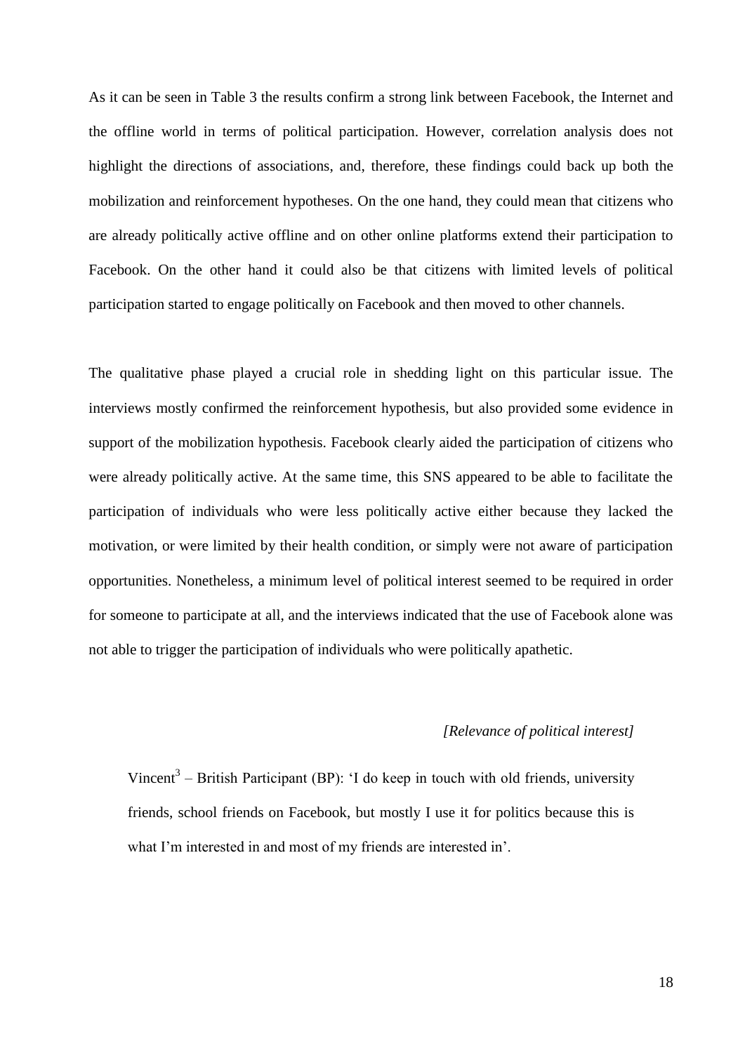As it can be seen in Table 3 the results confirm a strong link between Facebook, the Internet and the offline world in terms of political participation. However, correlation analysis does not highlight the directions of associations, and, therefore, these findings could back up both the mobilization and reinforcement hypotheses. On the one hand, they could mean that citizens who are already politically active offline and on other online platforms extend their participation to Facebook. On the other hand it could also be that citizens with limited levels of political participation started to engage politically on Facebook and then moved to other channels.

The qualitative phase played a crucial role in shedding light on this particular issue. The interviews mostly confirmed the reinforcement hypothesis, but also provided some evidence in support of the mobilization hypothesis. Facebook clearly aided the participation of citizens who were already politically active. At the same time, this SNS appeared to be able to facilitate the participation of individuals who were less politically active either because they lacked the motivation, or were limited by their health condition, or simply were not aware of participation opportunities. Nonetheless, a minimum level of political interest seemed to be required in order for someone to participate at all, and the interviews indicated that the use of Facebook alone was not able to trigger the participation of individuals who were politically apathetic.

*[Relevance of political interest]*

> Vincent[3] – British Participant (BP): 'I do keep in touch with old friends, university friends, school friends on Facebook, but mostly I use it for politics because this is what I'm interested in and most of my friends are interested in'.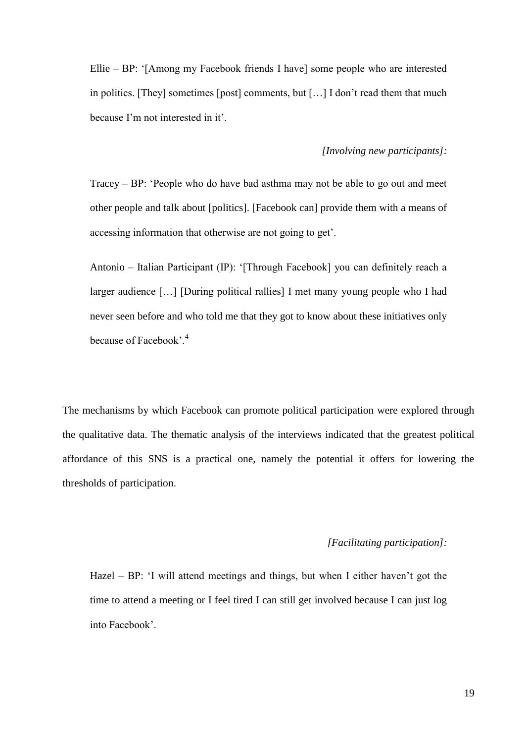> Ellie – BP: '[Among my Facebook friends I have] some people who are interested in politics. [They] sometimes [post] comments, but […] I don't read them that much because I'm not interested in it'.

*[Involving new participants]:*

> Tracey – BP: 'People who do have bad asthma may not be able to go out and meet other people and talk about [politics]. [Facebook can] provide them with a means of accessing information that otherwise are not going to get'.

> Antonio – Italian Participant (IP): '[Through Facebook] you can definitely reach a larger audience […] [During political rallies] I met many young people who I had never seen before and who told me that they got to know about these initiatives only because of Facebook'.[4]

The mechanisms by which Facebook can promote political participation were explored through the qualitative data. The thematic analysis of the interviews indicated that the greatest political affordance of this SNS is a practical one, namely the potential it offers for lowering the thresholds of participation.

*[Facilitating participation]:*

> Hazel – BP: 'I will attend meetings and things, but when I either haven't got the time to attend a meeting or I feel tired I can still get involved because I can just log into Facebook'.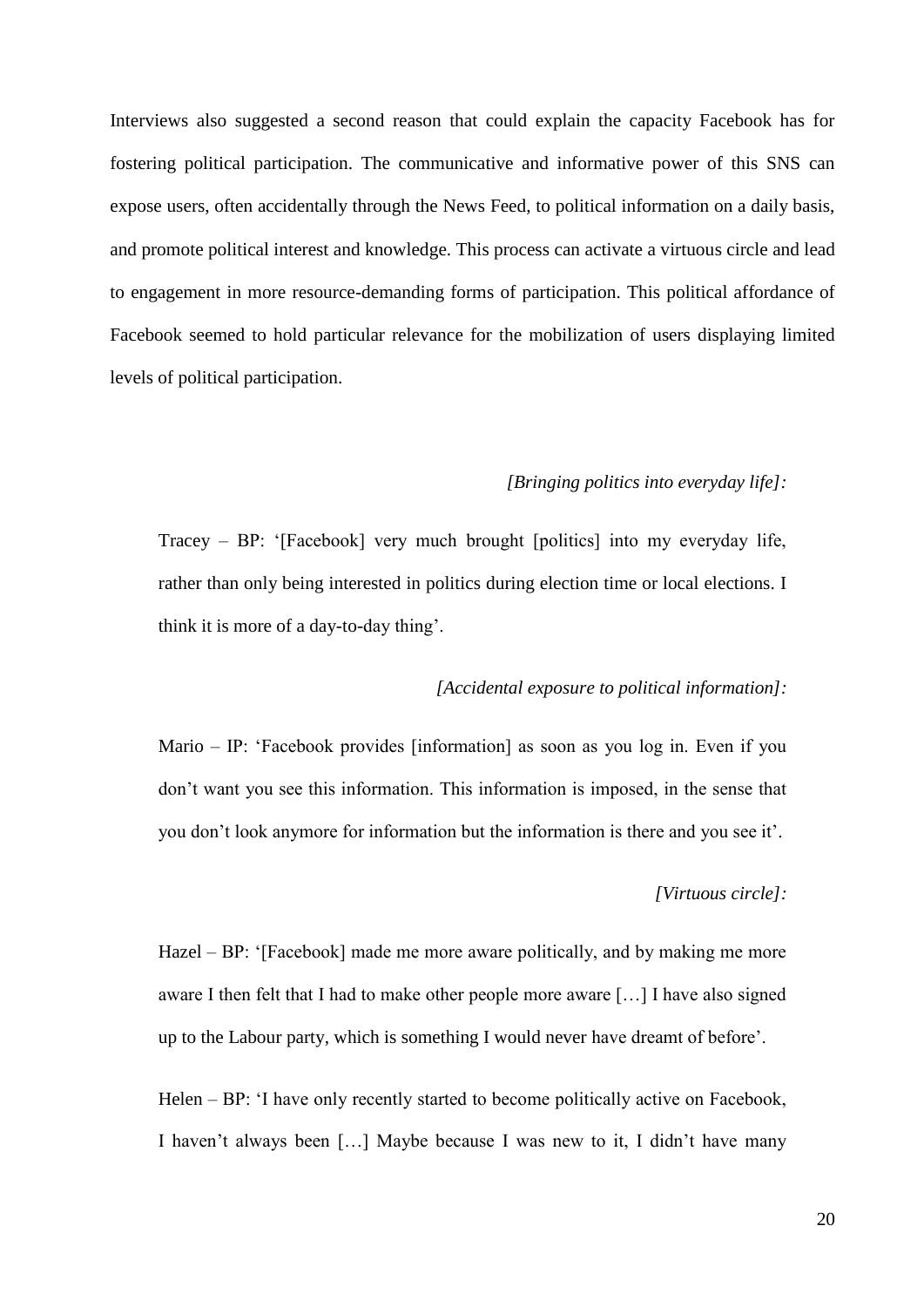Interviews also suggested a second reason that could explain the capacity Facebook has for fostering political participation. The communicative and informative power of this SNS can expose users, often accidentally through the News Feed, to political information on a daily basis, and promote political interest and knowledge. This process can activate a virtuous circle and lead to engagement in more resource-demanding forms of participation. This political affordance of Facebook seemed to hold particular relevance for the mobilization of users displaying limited levels of political participation.

*[Bringing politics into everyday life]:*

> Tracey – BP: '[Facebook] very much brought [politics] into my everyday life, rather than only being interested in politics during election time or local elections. I think it is more of a day-to-day thing'.

*[Accidental exposure to political information]:*

> Mario – IP: 'Facebook provides [information] as soon as you log in. Even if you don't want you see this information. This information is imposed, in the sense that you don't look anymore for information but the information is there and you see it'.

*[Virtuous circle]:*

> Hazel – BP: '[Facebook] made me more aware politically, and by making me more aware I then felt that I had to make other people more aware […] I have also signed up to the Labour party, which is something I would never have dreamt of before'.

> Helen – BP: 'I have only recently started to become politically active on Facebook, I haven't always been […] Maybe because I was new to it, I didn't have many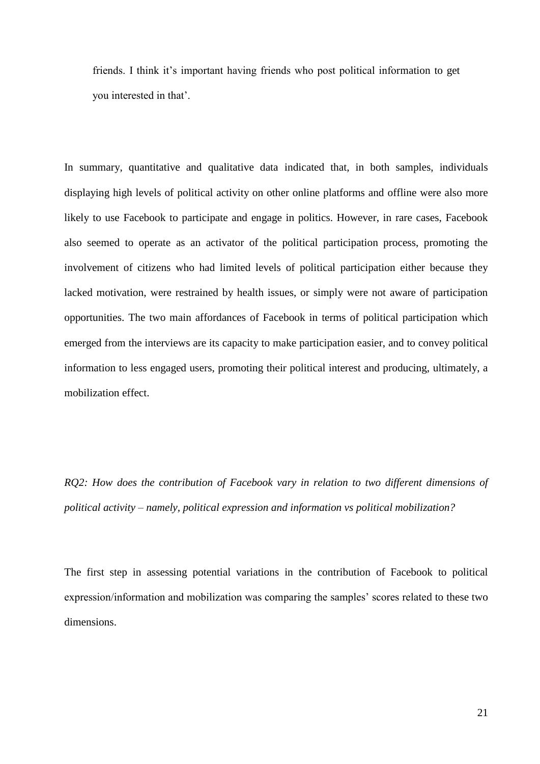friends. I think it's important having friends who post political information to get you interested in that'.

In summary, quantitative and qualitative data indicated that, in both samples, individuals displaying high levels of political activity on other online platforms and offline were also more likely to use Facebook to participate and engage in politics. However, in rare cases, Facebook also seemed to operate as an activator of the political participation process, promoting the involvement of citizens who had limited levels of political participation either because they lacked motivation, were restrained by health issues, or simply were not aware of participation opportunities. The two main affordances of Facebook in terms of political participation which emerged from the interviews are its capacity to make participation easier, and to convey political information to less engaged users, promoting their political interest and producing, ultimately, a mobilization effect.

*RQ2: How does the contribution of Facebook vary in relation to two different dimensions of political activity – namely, political expression and information vs political mobilization?*

The first step in assessing potential variations in the contribution of Facebook to political expression/information and mobilization was comparing the samples' scores related to these two dimensions.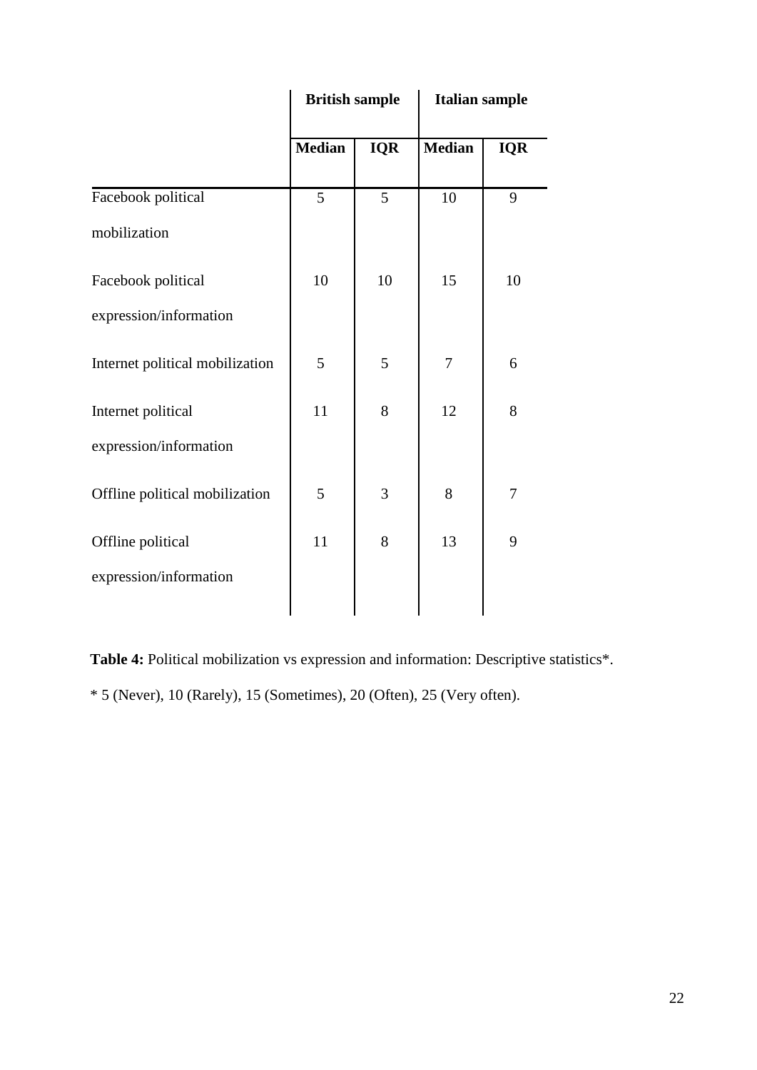| | British sample | | Italian sample | |
|---|---|---|---|---|
| | Median | IQR | Median | IQR |
| Facebook political mobilization | 5 | 5 | 10 | 9 |
| Facebook political expression/information | 10 | 10 | 15 | 10 |
| Internet political mobilization | 5 | 5 | 7 | 6 |
| Internet political expression/information | 11 | 8 | 12 | 8 |
| Offline political mobilization | 5 | 3 | 8 | 7 |
| Offline political expression/information | 11 | 8 | 13 | 9 |

**Table 4:** Political mobilization vs expression and information: Descriptive statistics*.

* 5 (Never), 10 (Rarely), 15 (Sometimes), 20 (Often), 25 (Very often).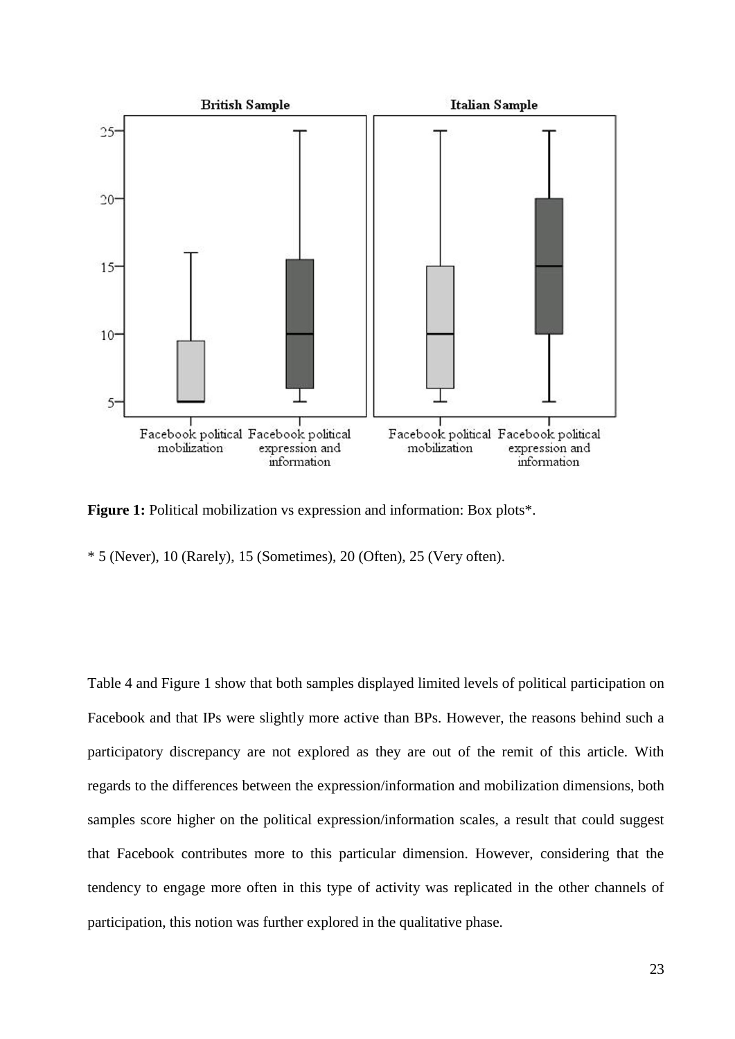**Figure 1:** Political mobilization vs expression and information: Box plots*.

* 5 (Never), 10 (Rarely), 15 (Sometimes), 20 (Often), 25 (Very often).

Table 4 and Figure 1 show that both samples displayed limited levels of political participation on Facebook and that IPs were slightly more active than BPs. However, the reasons behind such a participatory discrepancy are not explored as they are out of the remit of this article. With regards to the differences between the expression/information and mobilization dimensions, both samples score higher on the political expression/information scales, a result that could suggest that Facebook contributes more to this particular dimension. However, considering that the tendency to engage more often in this type of activity was replicated in the other channels of participation, this notion was further explored in the qualitative phase.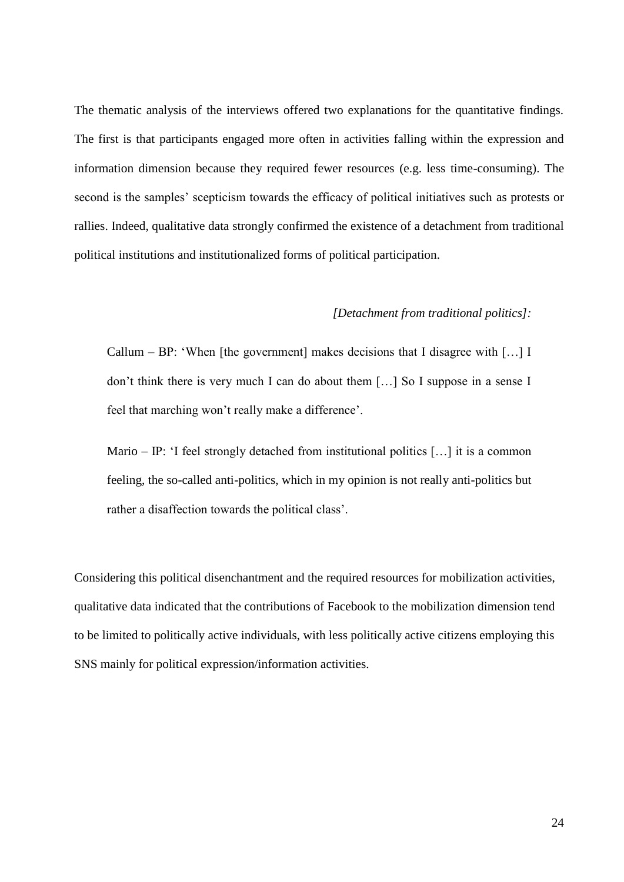The thematic analysis of the interviews offered two explanations for the quantitative findings. The first is that participants engaged more often in activities falling within the expression and information dimension because they required fewer resources (e.g. less time-consuming). The second is the samples' scepticism towards the efficacy of political initiatives such as protests or rallies. Indeed, qualitative data strongly confirmed the existence of a detachment from traditional political institutions and institutionalized forms of political participation.

*[Detachment from traditional politics]:*

> Callum – BP: 'When [the government] makes decisions that I disagree with […] I don't think there is very much I can do about them […] So I suppose in a sense I feel that marching won't really make a difference'.
>
> Mario – IP: 'I feel strongly detached from institutional politics […] it is a common feeling, the so-called anti-politics, which in my opinion is not really anti-politics but rather a disaffection towards the political class'.

Considering this political disenchantment and the required resources for mobilization activities, qualitative data indicated that the contributions of Facebook to the mobilization dimension tend to be limited to politically active individuals, with less politically active citizens employing this SNS mainly for political expression/information activities.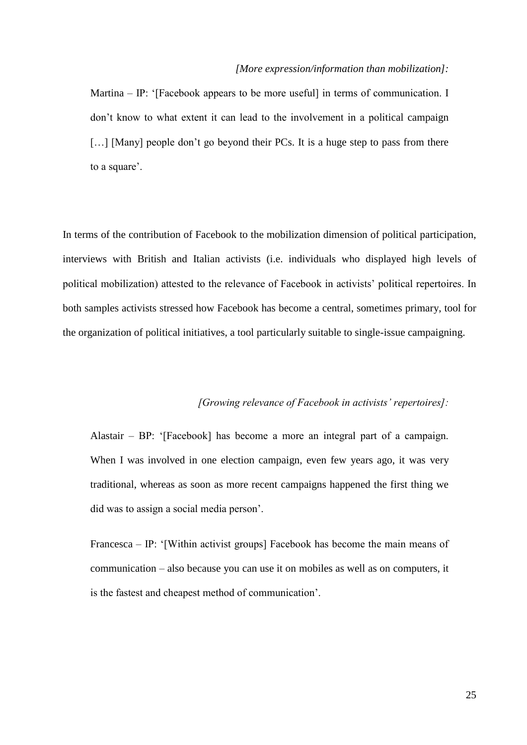*[More expression/information than mobilization]:*

> Martina – IP: '[Facebook appears to be more useful] in terms of communication. I don't know to what extent it can lead to the involvement in a political campaign […] [Many] people don't go beyond their PCs. It is a huge step to pass from there to a square'.

In terms of the contribution of Facebook to the mobilization dimension of political participation, interviews with British and Italian activists (i.e. individuals who displayed high levels of political mobilization) attested to the relevance of Facebook in activists' political repertoires. In both samples activists stressed how Facebook has become a central, sometimes primary, tool for the organization of political initiatives, a tool particularly suitable to single-issue campaigning.

*[Growing relevance of Facebook in activists' repertoires]:*

> Alastair – BP: '[Facebook] has become a more an integral part of a campaign. When I was involved in one election campaign, even few years ago, it was very traditional, whereas as soon as more recent campaigns happened the first thing we did was to assign a social media person'.

> Francesca – IP: '[Within activist groups] Facebook has become the main means of communication – also because you can use it on mobiles as well as on computers, it is the fastest and cheapest method of communication'.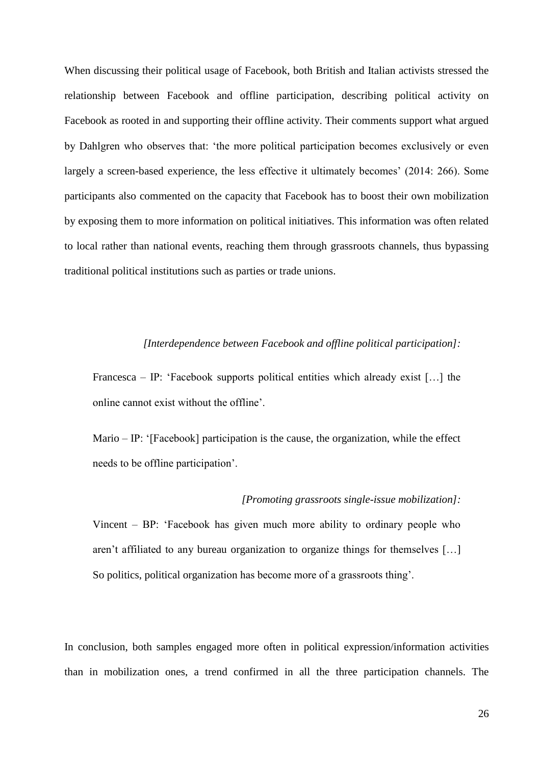When discussing their political usage of Facebook, both British and Italian activists stressed the relationship between Facebook and offline participation, describing political activity on Facebook as rooted in and supporting their offline activity. Their comments support what argued by Dahlgren who observes that: 'the more political participation becomes exclusively or even largely a screen-based experience, the less effective it ultimately becomes' (2014: 266). Some participants also commented on the capacity that Facebook has to boost their own mobilization by exposing them to more information on political initiatives. This information was often related to local rather than national events, reaching them through grassroots channels, thus bypassing traditional political institutions such as parties or trade unions.

*[Interdependence between Facebook and offline political participation]:*

> Francesca – IP: 'Facebook supports political entities which already exist […] the online cannot exist without the offline'.
>
> Mario – IP: '[Facebook] participation is the cause, the organization, while the effect needs to be offline participation'.

*[Promoting grassroots single-issue mobilization]:*

> Vincent – BP: 'Facebook has given much more ability to ordinary people who aren't affiliated to any bureau organization to organize things for themselves […] So politics, political organization has become more of a grassroots thing'.

In conclusion, both samples engaged more often in political expression/information activities than in mobilization ones, a trend confirmed in all the three participation channels. The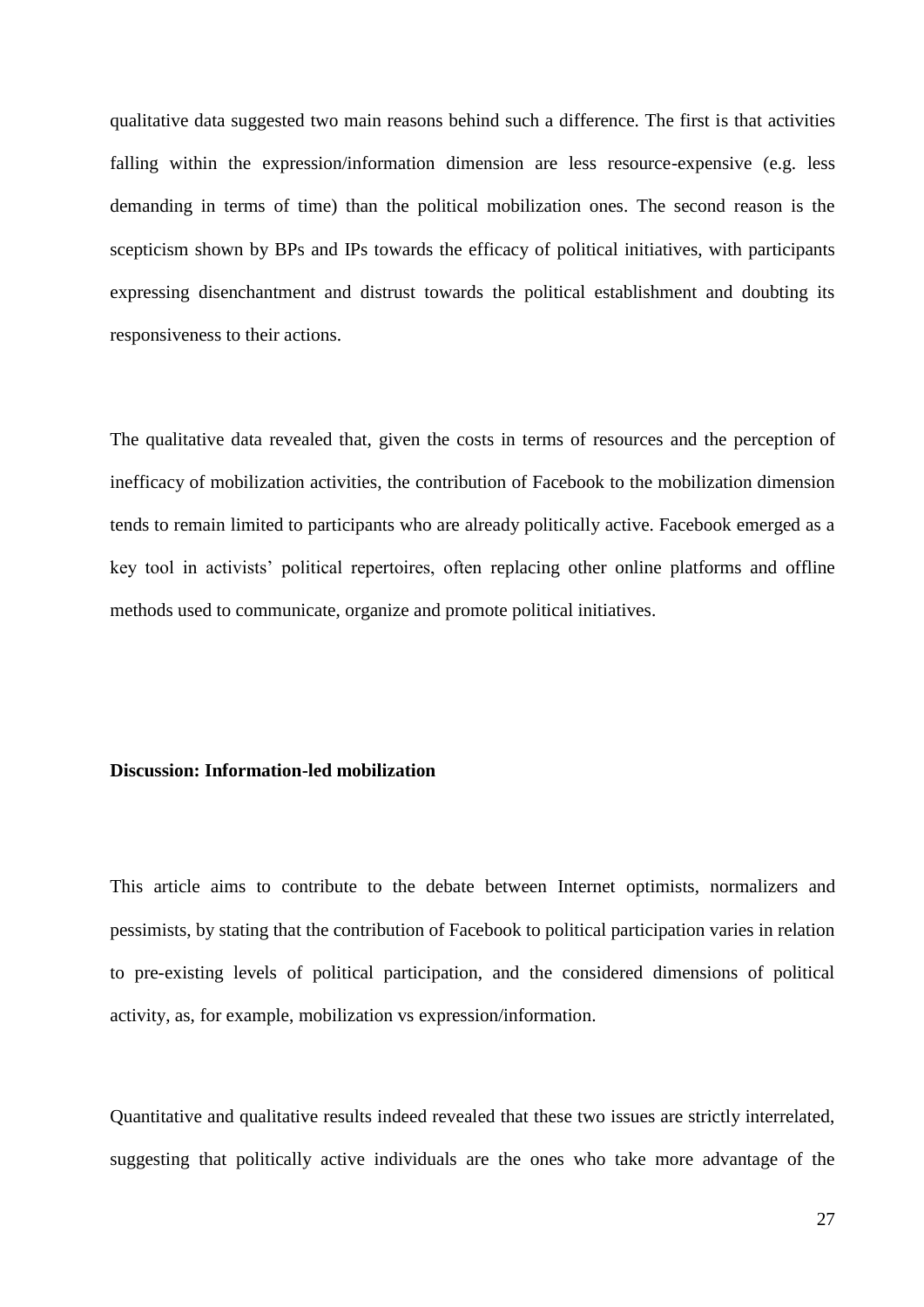qualitative data suggested two main reasons behind such a difference. The first is that activities falling within the expression/information dimension are less resource-expensive (e.g. less demanding in terms of time) than the political mobilization ones. The second reason is the scepticism shown by BPs and IPs towards the efficacy of political initiatives, with participants expressing disenchantment and distrust towards the political establishment and doubting its responsiveness to their actions.

The qualitative data revealed that, given the costs in terms of resources and the perception of inefficacy of mobilization activities, the contribution of Facebook to the mobilization dimension tends to remain limited to participants who are already politically active. Facebook emerged as a key tool in activists' political repertoires, often replacing other online platforms and offline methods used to communicate, organize and promote political initiatives.

## Discussion: Information-led mobilization

This article aims to contribute to the debate between Internet optimists, normalizers and pessimists, by stating that the contribution of Facebook to political participation varies in relation to pre-existing levels of political participation, and the considered dimensions of political activity, as, for example, mobilization vs expression/information.

Quantitative and qualitative results indeed revealed that these two issues are strictly interrelated, suggesting that politically active individuals are the ones who take more advantage of the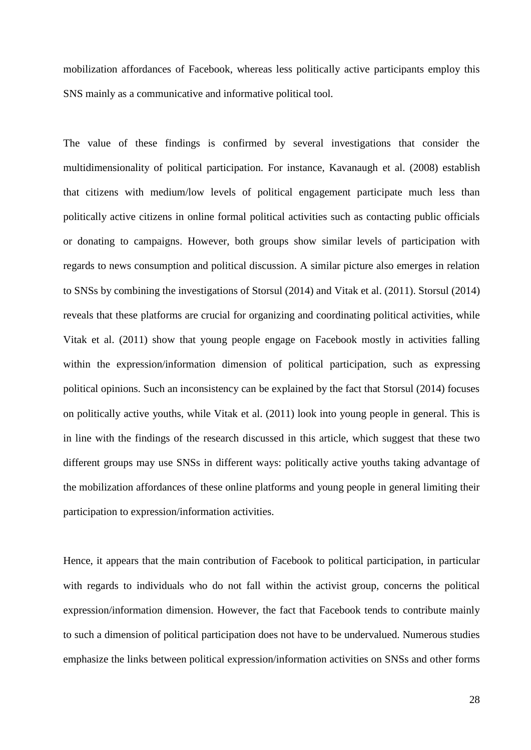mobilization affordances of Facebook, whereas less politically active participants employ this SNS mainly as a communicative and informative political tool.

The value of these findings is confirmed by several investigations that consider the multidimensionality of political participation. For instance, Kavanaugh et al. (2008) establish that citizens with medium/low levels of political engagement participate much less than politically active citizens in online formal political activities such as contacting public officials or donating to campaigns. However, both groups show similar levels of participation with regards to news consumption and political discussion. A similar picture also emerges in relation to SNSs by combining the investigations of Storsul (2014) and Vitak et al. (2011). Storsul (2014) reveals that these platforms are crucial for organizing and coordinating political activities, while Vitak et al. (2011) show that young people engage on Facebook mostly in activities falling within the expression/information dimension of political participation, such as expressing political opinions. Such an inconsistency can be explained by the fact that Storsul (2014) focuses on politically active youths, while Vitak et al. (2011) look into young people in general. This is in line with the findings of the research discussed in this article, which suggest that these two different groups may use SNSs in different ways: politically active youths taking advantage of the mobilization affordances of these online platforms and young people in general limiting their participation to expression/information activities.

Hence, it appears that the main contribution of Facebook to political participation, in particular with regards to individuals who do not fall within the activist group, concerns the political expression/information dimension. However, the fact that Facebook tends to contribute mainly to such a dimension of political participation does not have to be undervalued. Numerous studies emphasize the links between political expression/information activities on SNSs and other forms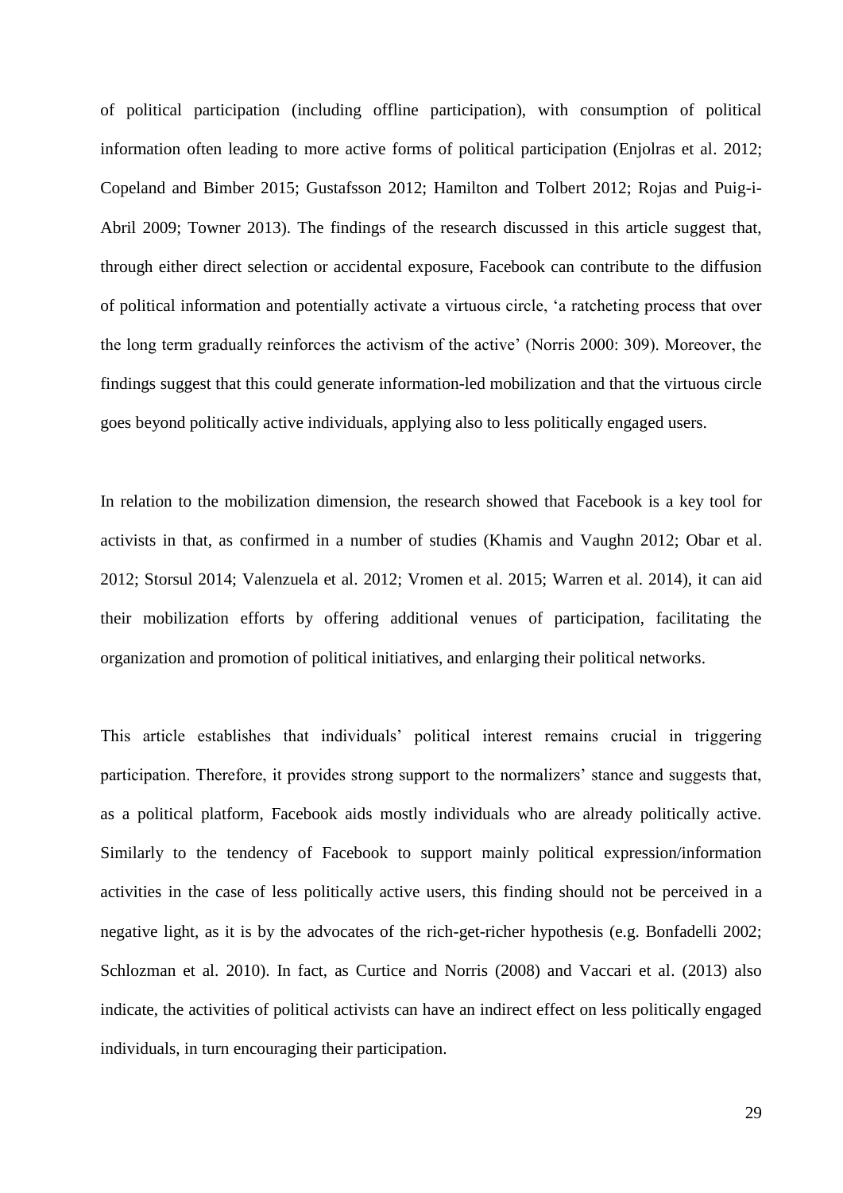of political participation (including offline participation), with consumption of political information often leading to more active forms of political participation (Enjolras et al. 2012; Copeland and Bimber 2015; Gustafsson 2012; Hamilton and Tolbert 2012; Rojas and Puig-i-Abril 2009; Towner 2013). The findings of the research discussed in this article suggest that, through either direct selection or accidental exposure, Facebook can contribute to the diffusion of political information and potentially activate a virtuous circle, 'a ratcheting process that over the long term gradually reinforces the activism of the active' (Norris 2000: 309). Moreover, the findings suggest that this could generate information-led mobilization and that the virtuous circle goes beyond politically active individuals, applying also to less politically engaged users.

In relation to the mobilization dimension, the research showed that Facebook is a key tool for activists in that, as confirmed in a number of studies (Khamis and Vaughn 2012; Obar et al. 2012; Storsul 2014; Valenzuela et al. 2012; Vromen et al. 2015; Warren et al. 2014), it can aid their mobilization efforts by offering additional venues of participation, facilitating the organization and promotion of political initiatives, and enlarging their political networks.

This article establishes that individuals' political interest remains crucial in triggering participation. Therefore, it provides strong support to the normalizers' stance and suggests that, as a political platform, Facebook aids mostly individuals who are already politically active. Similarly to the tendency of Facebook to support mainly political expression/information activities in the case of less politically active users, this finding should not be perceived in a negative light, as it is by the advocates of the rich-get-richer hypothesis (e.g. Bonfadelli 2002; Schlozman et al. 2010). In fact, as Curtice and Norris (2008) and Vaccari et al. (2013) also indicate, the activities of political activists can have an indirect effect on less politically engaged individuals, in turn encouraging their participation.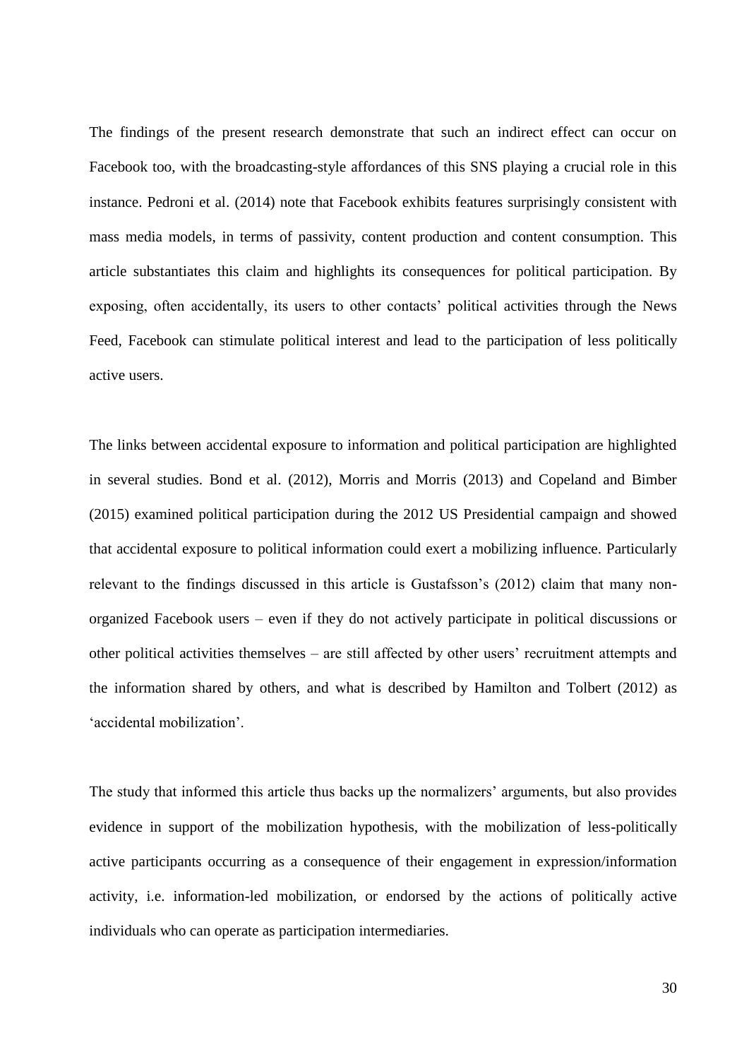The findings of the present research demonstrate that such an indirect effect can occur on Facebook too, with the broadcasting-style affordances of this SNS playing a crucial role in this instance. Pedroni et al. (2014) note that Facebook exhibits features surprisingly consistent with mass media models, in terms of passivity, content production and content consumption. This article substantiates this claim and highlights its consequences for political participation. By exposing, often accidentally, its users to other contacts' political activities through the News Feed, Facebook can stimulate political interest and lead to the participation of less politically active users.

The links between accidental exposure to information and political participation are highlighted in several studies. Bond et al. (2012), Morris and Morris (2013) and Copeland and Bimber (2015) examined political participation during the 2012 US Presidential campaign and showed that accidental exposure to political information could exert a mobilizing influence. Particularly relevant to the findings discussed in this article is Gustafsson's (2012) claim that many non-organized Facebook users – even if they do not actively participate in political discussions or other political activities themselves – are still affected by other users' recruitment attempts and the information shared by others, and what is described by Hamilton and Tolbert (2012) as 'accidental mobilization'.

The study that informed this article thus backs up the normalizers' arguments, but also provides evidence in support of the mobilization hypothesis, with the mobilization of less-politically active participants occurring as a consequence of their engagement in expression/information activity, i.e. information-led mobilization, or endorsed by the actions of politically active individuals who can operate as participation intermediaries.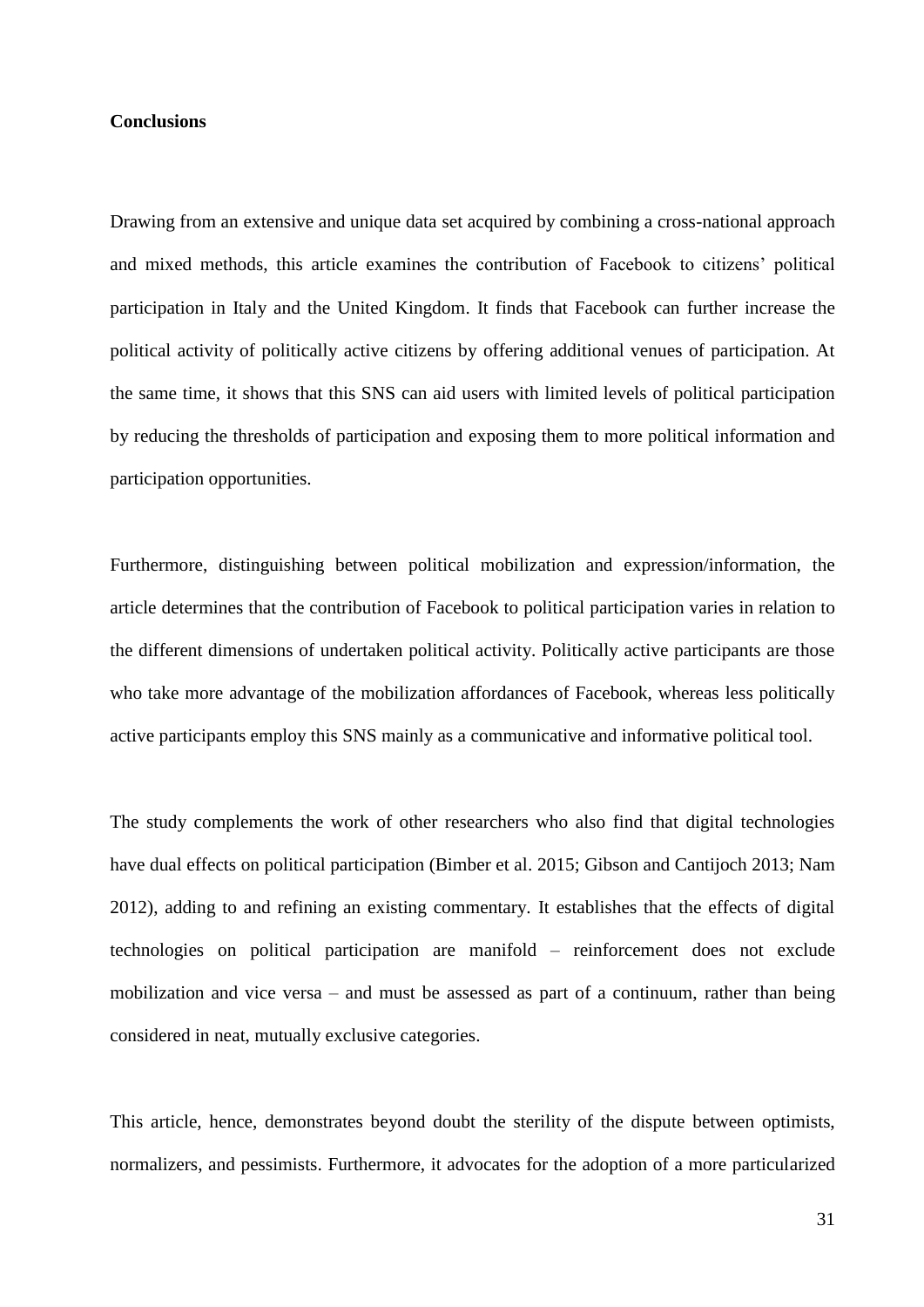## Conclusions

Drawing from an extensive and unique data set acquired by combining a cross-national approach and mixed methods, this article examines the contribution of Facebook to citizens' political participation in Italy and the United Kingdom. It finds that Facebook can further increase the political activity of politically active citizens by offering additional venues of participation. At the same time, it shows that this SNS can aid users with limited levels of political participation by reducing the thresholds of participation and exposing them to more political information and participation opportunities.

Furthermore, distinguishing between political mobilization and expression/information, the article determines that the contribution of Facebook to political participation varies in relation to the different dimensions of undertaken political activity. Politically active participants are those who take more advantage of the mobilization affordances of Facebook, whereas less politically active participants employ this SNS mainly as a communicative and informative political tool.

The study complements the work of other researchers who also find that digital technologies have dual effects on political participation (Bimber et al. 2015; Gibson and Cantijoch 2013; Nam 2012), adding to and refining an existing commentary. It establishes that the effects of digital technologies on political participation are manifold – reinforcement does not exclude mobilization and vice versa – and must be assessed as part of a continuum, rather than being considered in neat, mutually exclusive categories.

This article, hence, demonstrates beyond doubt the sterility of the dispute between optimists, normalizers, and pessimists. Furthermore, it advocates for the adoption of a more particularized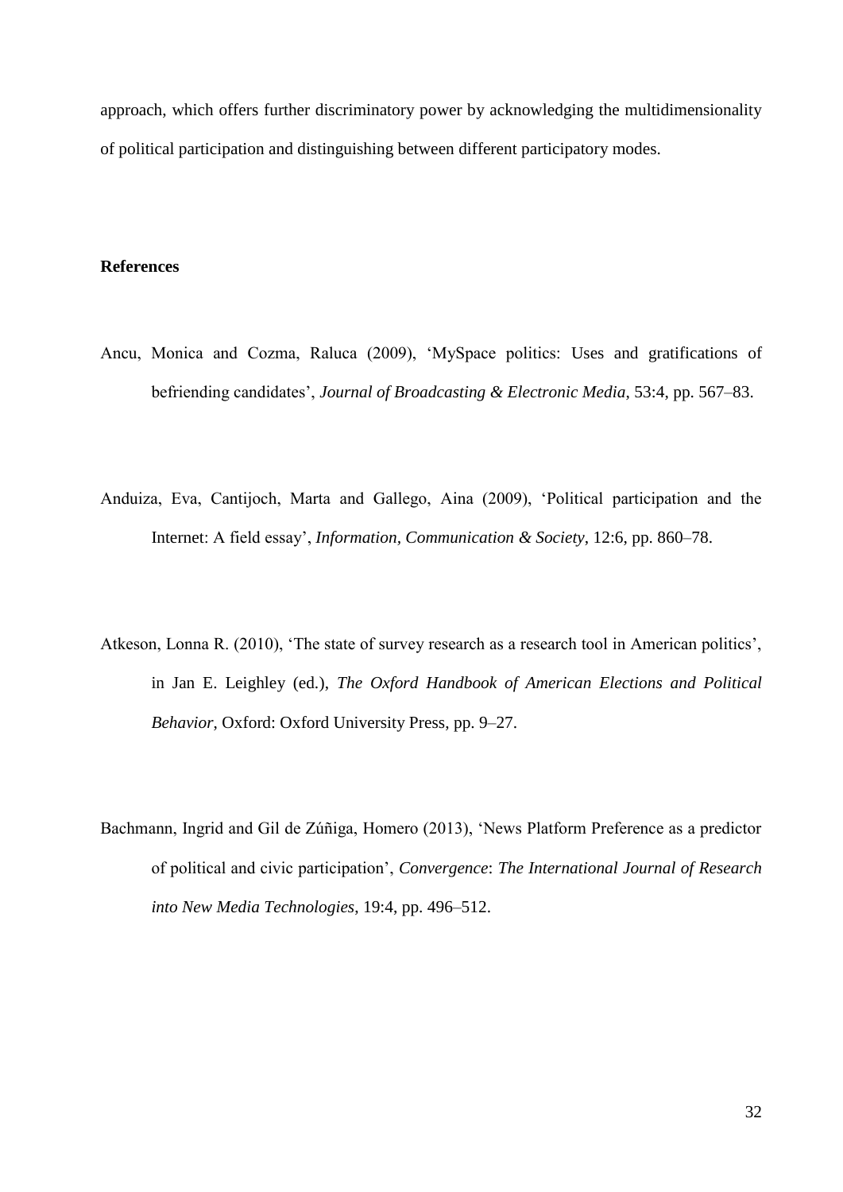approach, which offers further discriminatory power by acknowledging the multidimensionality of political participation and distinguishing between different participatory modes.

## References

Ancu, Monica and Cozma, Raluca (2009), 'MySpace politics: Uses and gratifications of befriending candidates', *Journal of Broadcasting & Electronic Media*, 53:4, pp. 567–83.

Anduiza, Eva, Cantijoch, Marta and Gallego, Aina (2009), 'Political participation and the Internet: A field essay', *Information, Communication & Society*, 12:6, pp. 860–78.

Atkeson, Lonna R. (2010), 'The state of survey research as a research tool in American politics', in Jan E. Leighley (ed.), *The Oxford Handbook of American Elections and Political Behavior*, Oxford: Oxford University Press, pp. 9–27.

Bachmann, Ingrid and Gil de Zúñiga, Homero (2013), 'News Platform Preference as a predictor of political and civic participation', *Convergence*: *The International Journal of Research into New Media Technologies*, 19:4, pp. 496–512.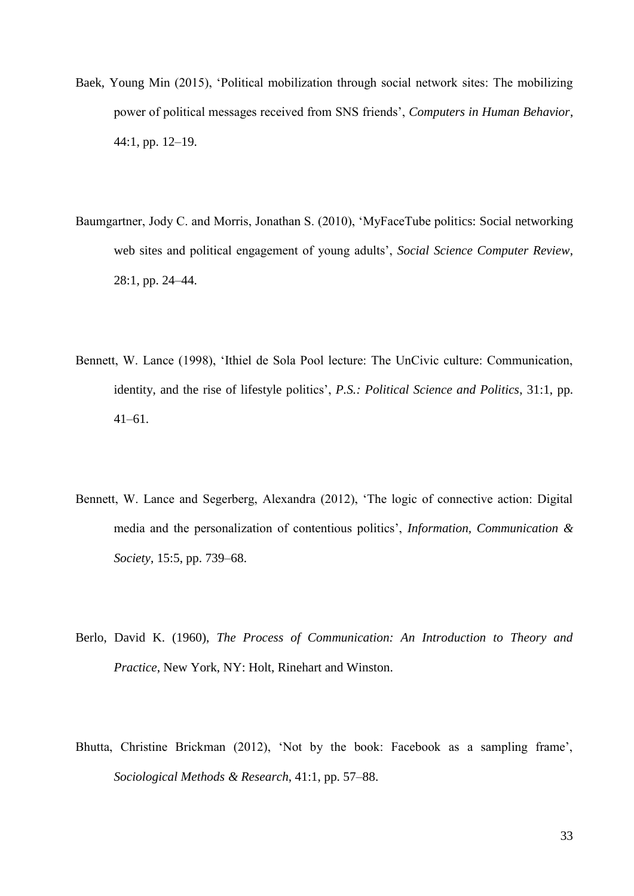Baek, Young Min (2015), 'Political mobilization through social network sites: The mobilizing power of political messages received from SNS friends', *Computers in Human Behavior*, 44:1, pp. 12–19.

Baumgartner, Jody C. and Morris, Jonathan S. (2010), 'MyFaceTube politics: Social networking web sites and political engagement of young adults', *Social Science Computer Review*, 28:1, pp. 24–44.

Bennett, W. Lance (1998), 'Ithiel de Sola Pool lecture: The UnCivic culture: Communication, identity, and the rise of lifestyle politics', *P.S.: Political Science and Politics*, 31:1, pp. 41–61.

Bennett, W. Lance and Segerberg, Alexandra (2012), 'The logic of connective action: Digital media and the personalization of contentious politics', *Information, Communication & Society*, 15:5, pp. 739–68.

Berlo, David K. (1960), *The Process of Communication: An Introduction to Theory and Practice*, New York, NY: Holt, Rinehart and Winston.

Bhutta, Christine Brickman (2012), 'Not by the book: Facebook as a sampling frame', *Sociological Methods & Research*, 41:1, pp. 57–88.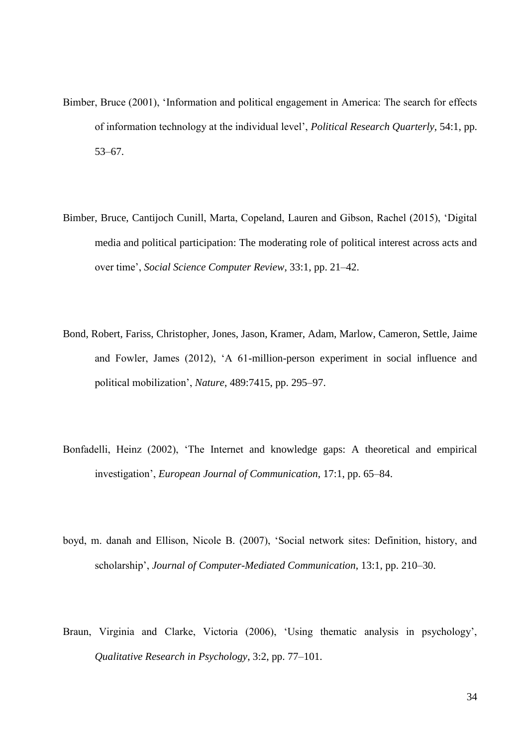Bimber, Bruce (2001), ‘Information and political engagement in America: The search for effects of information technology at the individual level’, *Political Research Quarterly*, 54:1, pp. 53–67.

Bimber, Bruce, Cantijoch Cunill, Marta, Copeland, Lauren and Gibson, Rachel (2015), ‘Digital media and political participation: The moderating role of political interest across acts and over time’, *Social Science Computer Review*, 33:1, pp. 21–42.

Bond, Robert, Fariss, Christopher, Jones, Jason, Kramer, Adam, Marlow, Cameron, Settle, Jaime and Fowler, James (2012), ‘A 61-million-person experiment in social influence and political mobilization’, *Nature*, 489:7415, pp. 295–97.

Bonfadelli, Heinz (2002), ‘The Internet and knowledge gaps: A theoretical and empirical investigation’, *European Journal of Communication*, 17:1, pp. 65–84.

boyd, m. danah and Ellison, Nicole B. (2007), ‘Social network sites: Definition, history, and scholarship’, *Journal of Computer-Mediated Communication*, 13:1, pp. 210–30.

Braun, Virginia and Clarke, Victoria (2006), ‘Using thematic analysis in psychology’, *Qualitative Research in Psychology*, 3:2, pp. 77–101.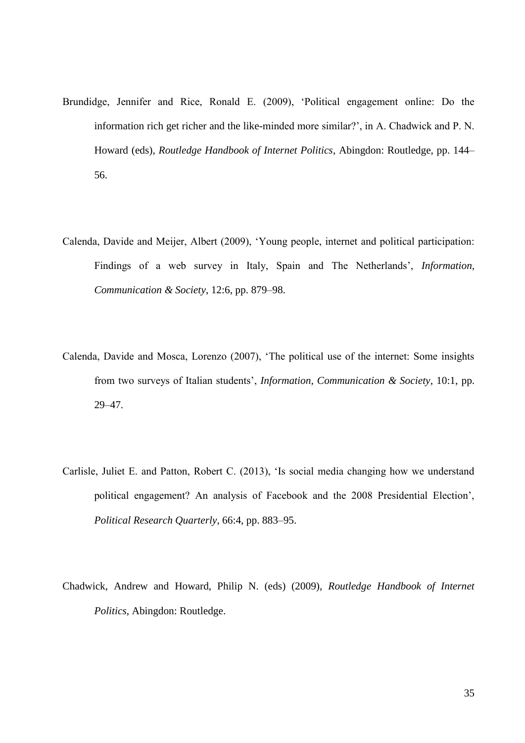Brundidge, Jennifer and Rice, Ronald E. (2009), 'Political engagement online: Do the information rich get richer and the like-minded more similar?', in A. Chadwick and P. N. Howard (eds), *Routledge Handbook of Internet Politics*, Abingdon: Routledge, pp. 144–56.

Calenda, Davide and Meijer, Albert (2009), 'Young people, internet and political participation: Findings of a web survey in Italy, Spain and The Netherlands', *Information, Communication & Society*, 12:6, pp. 879–98.

Calenda, Davide and Mosca, Lorenzo (2007), 'The political use of the internet: Some insights from two surveys of Italian students', *Information, Communication & Society*, 10:1, pp. 29–47.

Carlisle, Juliet E. and Patton, Robert C. (2013), 'Is social media changing how we understand political engagement? An analysis of Facebook and the 2008 Presidential Election', *Political Research Quarterly*, 66:4, pp. 883–95.

Chadwick, Andrew and Howard, Philip N. (eds) (2009), *Routledge Handbook of Internet Politics*, Abingdon: Routledge.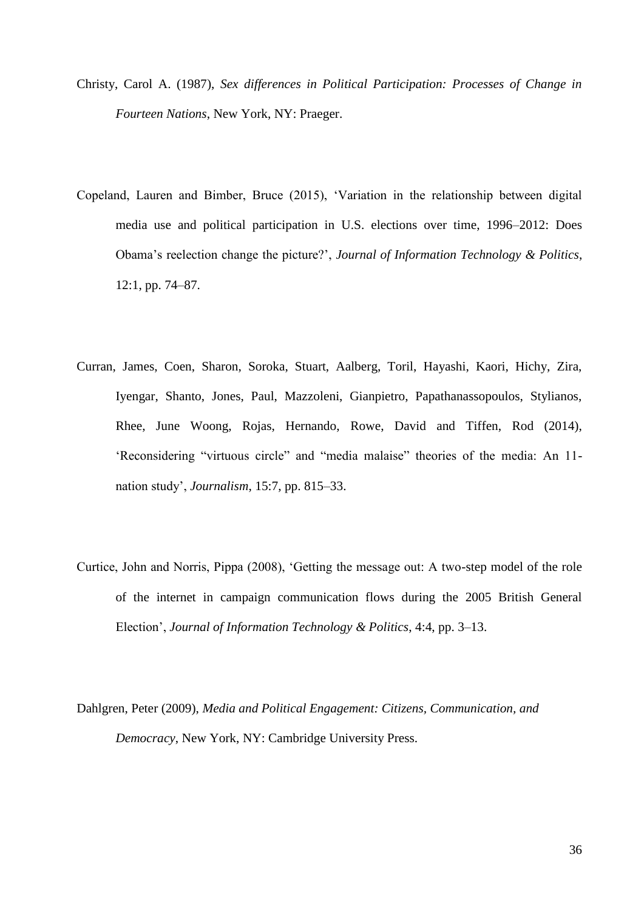Christy, Carol A. (1987), *Sex differences in Political Participation: Processes of Change in Fourteen Nations*, New York, NY: Praeger.

Copeland, Lauren and Bimber, Bruce (2015), 'Variation in the relationship between digital media use and political participation in U.S. elections over time, 1996–2012: Does Obama's reelection change the picture?', *Journal of Information Technology & Politics*, 12:1, pp. 74–87.

Curran, James, Coen, Sharon, Soroka, Stuart, Aalberg, Toril, Hayashi, Kaori, Hichy, Zira, Iyengar, Shanto, Jones, Paul, Mazzoleni, Gianpietro, Papathanassopoulos, Stylianos, Rhee, June Woong, Rojas, Hernando, Rowe, David and Tiffen, Rod (2014), 'Reconsidering "virtuous circle" and "media malaise" theories of the media: An 11-nation study', *Journalism*, 15:7, pp. 815–33.

Curtice, John and Norris, Pippa (2008), 'Getting the message out: A two-step model of the role of the internet in campaign communication flows during the 2005 British General Election', *Journal of Information Technology & Politics*, 4:4, pp. 3–13.

Dahlgren, Peter (2009), *Media and Political Engagement: Citizens, Communication, and Democracy*, New York, NY: Cambridge University Press.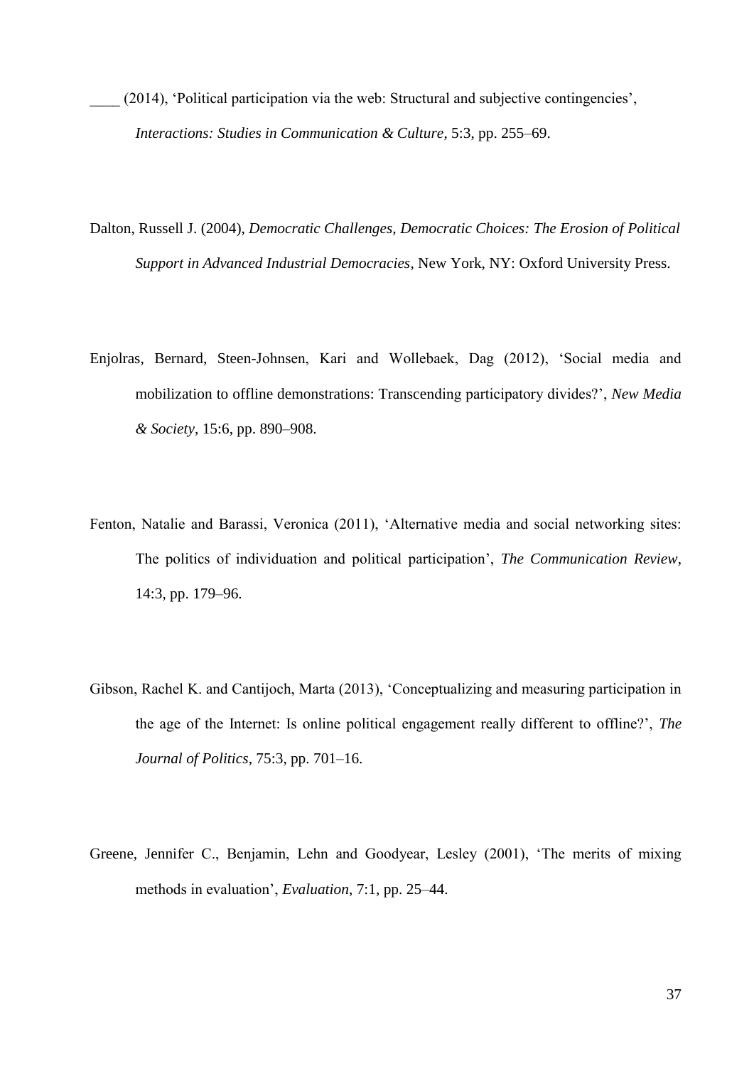____ (2014), ‘Political participation via the web: Structural and subjective contingencies’, *Interactions: Studies in Communication & Culture*, 5:3, pp. 255–69.

Dalton, Russell J. (2004), *Democratic Challenges, Democratic Choices: The Erosion of Political Support in Advanced Industrial Democracies*, New York, NY: Oxford University Press.

Enjolras, Bernard, Steen-Johnsen, Kari and Wollebaek, Dag (2012), ‘Social media and mobilization to offline demonstrations: Transcending participatory divides?’, *New Media & Society*, 15:6, pp. 890–908.

Fenton, Natalie and Barassi, Veronica (2011), ‘Alternative media and social networking sites: The politics of individuation and political participation’, *The Communication Review*, 14:3, pp. 179–96.

Gibson, Rachel K. and Cantijoch, Marta (2013), ‘Conceptualizing and measuring participation in the age of the Internet: Is online political engagement really different to offline?’, *The Journal of Politics*, 75:3, pp. 701–16.

Greene, Jennifer C., Benjamin, Lehn and Goodyear, Lesley (2001), ‘The merits of mixing methods in evaluation’, *Evaluation*, 7:1, pp. 25–44.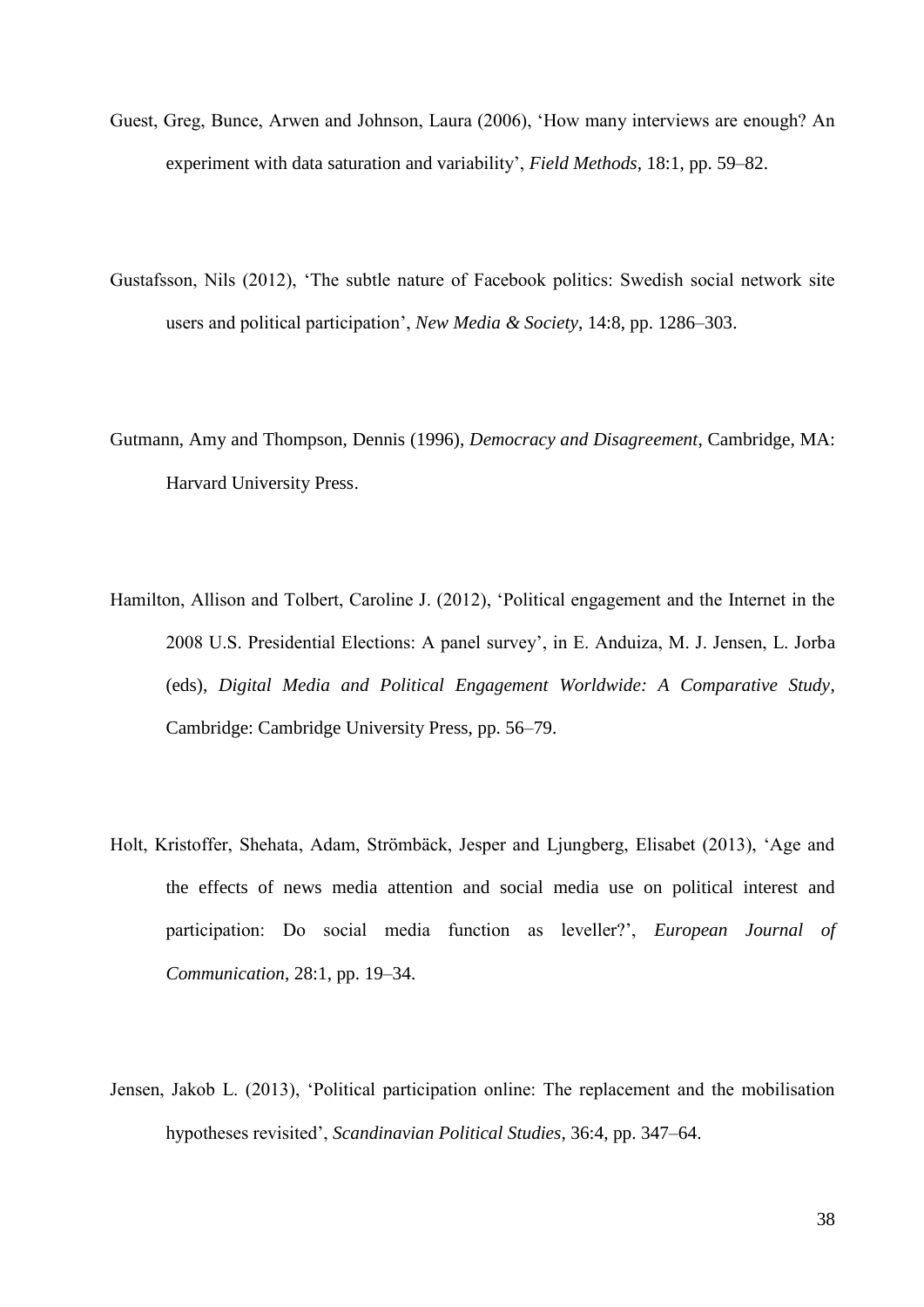Guest, Greg, Bunce, Arwen and Johnson, Laura (2006), 'How many interviews are enough? An experiment with data saturation and variability', *Field Methods*, 18:1, pp. 59–82.

Gustafsson, Nils (2012), 'The subtle nature of Facebook politics: Swedish social network site users and political participation', *New Media & Society*, 14:8, pp. 1286–303.

Gutmann, Amy and Thompson, Dennis (1996), *Democracy and Disagreement*, Cambridge, MA: Harvard University Press.

Hamilton, Allison and Tolbert, Caroline J. (2012), 'Political engagement and the Internet in the 2008 U.S. Presidential Elections: A panel survey', in E. Anduiza, M. J. Jensen, L. Jorba (eds), *Digital Media and Political Engagement Worldwide: A Comparative Study*, Cambridge: Cambridge University Press, pp. 56–79.

Holt, Kristoffer, Shehata, Adam, Strömbäck, Jesper and Ljungberg, Elisabet (2013), 'Age and the effects of news media attention and social media use on political interest and participation: Do social media function as leveller?', *European Journal of Communication*, 28:1, pp. 19–34.

Jensen, Jakob L. (2013), 'Political participation online: The replacement and the mobilisation hypotheses revisited', *Scandinavian Political Studies*, 36:4, pp. 347–64.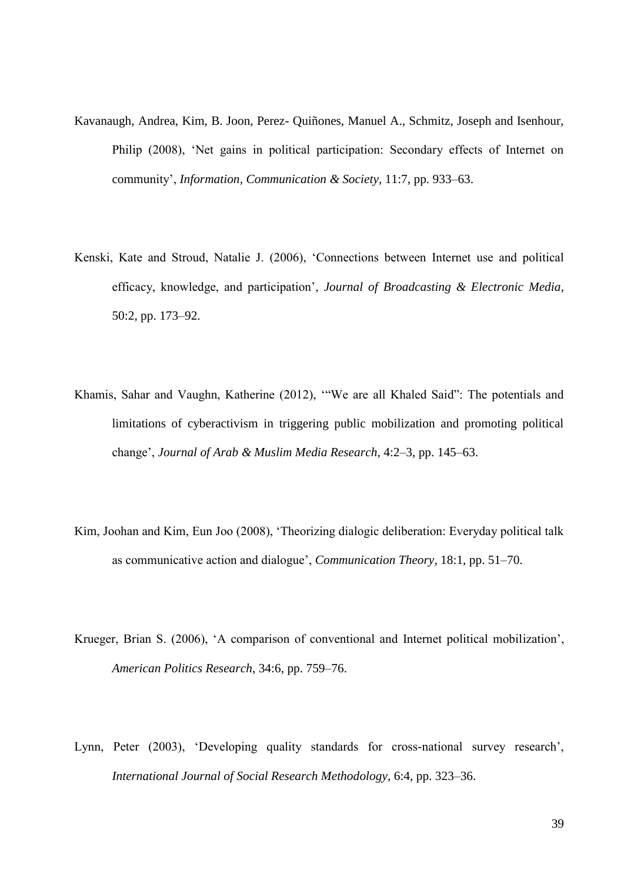Kavanaugh, Andrea, Kim, B. Joon, Perez- Quiñones, Manuel A., Schmitz, Joseph and Isenhour, Philip (2008), ‘Net gains in political participation: Secondary effects of Internet on community’, *Information, Communication & Society*, 11:7, pp. 933–63.

Kenski, Kate and Stroud, Natalie J. (2006), ‘Connections between Internet use and political efficacy, knowledge, and participation’, *Journal of Broadcasting & Electronic Media*, 50:2, pp. 173–92.

Khamis, Sahar and Vaughn, Katherine (2012), ‘“We are all Khaled Said”: The potentials and limitations of cyberactivism in triggering public mobilization and promoting political change’, *Journal of Arab & Muslim Media Research*, 4:2–3, pp. 145–63.

Kim, Joohan and Kim, Eun Joo (2008), ‘Theorizing dialogic deliberation: Everyday political talk as communicative action and dialogue’, *Communication Theory*, 18:1, pp. 51–70.

Krueger, Brian S. (2006), ‘A comparison of conventional and Internet political mobilization’, *American Politics Research*, 34:6, pp. 759–76.

Lynn, Peter (2003), ‘Developing quality standards for cross-national survey research’, *International Journal of Social Research Methodology*, 6:4, pp. 323–36.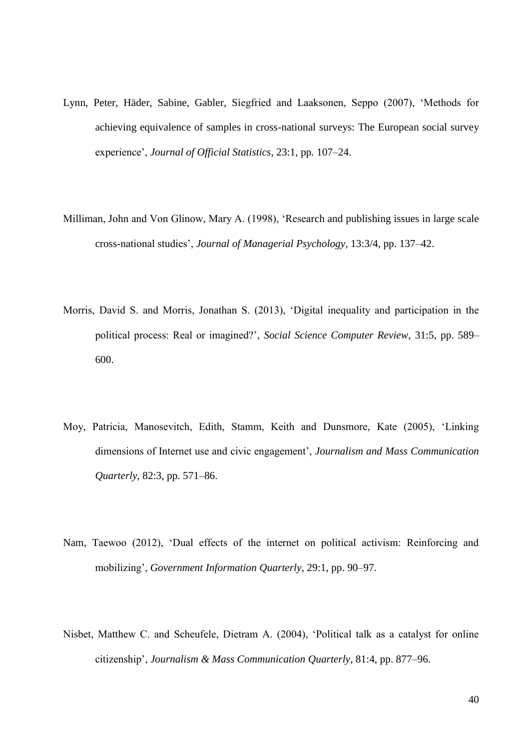Lynn, Peter, Häder, Sabine, Gabler, Siegfried and Laaksonen, Seppo (2007), 'Methods for achieving equivalence of samples in cross-national surveys: The European social survey experience', *Journal of Official Statistics*, 23:1, pp. 107–24.

Milliman, John and Von Glinow, Mary A. (1998), 'Research and publishing issues in large scale cross-national studies', *Journal of Managerial Psychology*, 13:3/4, pp. 137–42.

Morris, David S. and Morris, Jonathan S. (2013), 'Digital inequality and participation in the political process: Real or imagined?', *Social Science Computer Review*, 31:5, pp. 589–600.

Moy, Patricia, Manosevitch, Edith, Stamm, Keith and Dunsmore, Kate (2005), 'Linking dimensions of Internet use and civic engagement', *Journalism and Mass Communication Quarterly*, 82:3, pp. 571–86.

Nam, Taewoo (2012), 'Dual effects of the internet on political activism: Reinforcing and mobilizing', *Government Information Quarterly*, 29:1, pp. 90–97.

Nisbet, Matthew C. and Scheufele, Dietram A. (2004), 'Political talk as a catalyst for online citizenship', *Journalism & Mass Communication Quarterly*, 81:4, pp. 877–96.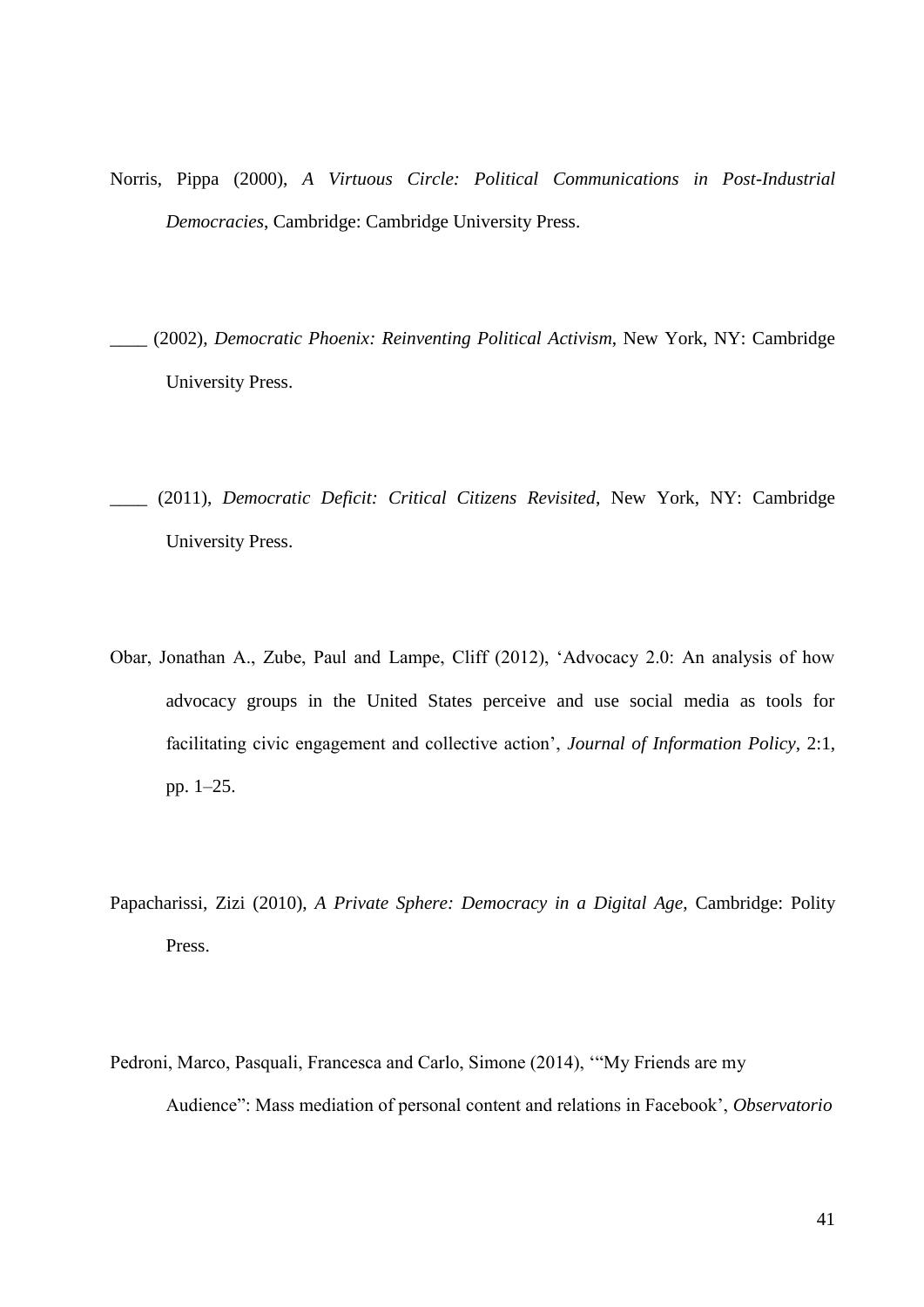Norris, Pippa (2000), *A Virtuous Circle: Political Communications in Post-Industrial Democracies*, Cambridge: Cambridge University Press.

____ (2002), *Democratic Phoenix: Reinventing Political Activism*, New York, NY: Cambridge University Press.

____ (2011), *Democratic Deficit: Critical Citizens Revisited*, New York, NY: Cambridge University Press.

Obar, Jonathan A., Zube, Paul and Lampe, Cliff (2012), 'Advocacy 2.0: An analysis of how advocacy groups in the United States perceive and use social media as tools for facilitating civic engagement and collective action', *Journal of Information Policy*, 2:1, pp. 1–25.

Papacharissi, Zizi (2010), *A Private Sphere: Democracy in a Digital Age*, Cambridge: Polity Press.

Pedroni, Marco, Pasquali, Francesca and Carlo, Simone (2014), '"My Friends are my Audience": Mass mediation of personal content and relations in Facebook', *Observatorio*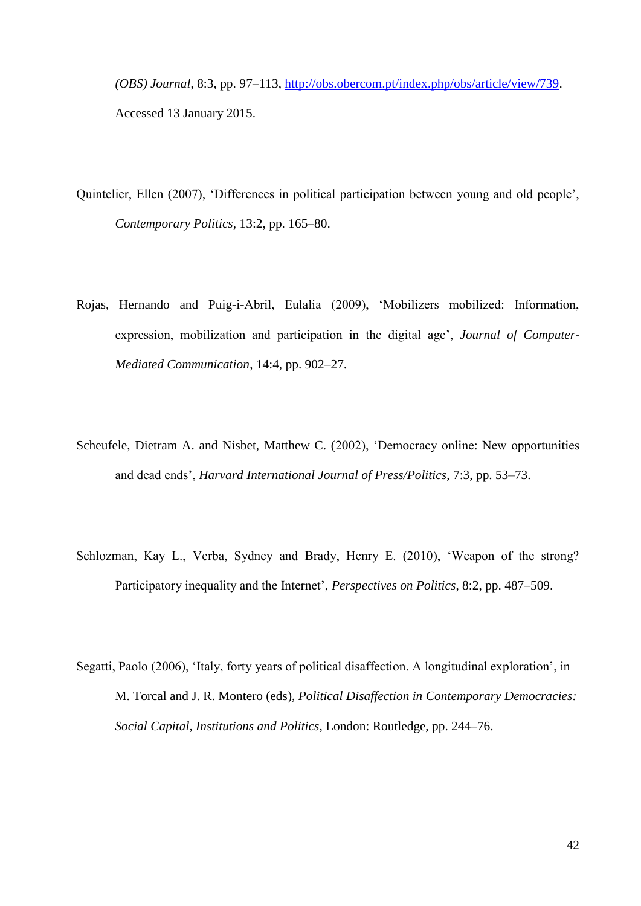*(OBS) Journal*, 8:3, pp. 97–113, http://obs.obercom.pt/index.php/obs/article/view/739. Accessed 13 January 2015.

Quintelier, Ellen (2007), 'Differences in political participation between young and old people', *Contemporary Politics*, 13:2, pp. 165–80.

Rojas, Hernando and Puig-i-Abril, Eulalia (2009), 'Mobilizers mobilized: Information, expression, mobilization and participation in the digital age', *Journal of Computer-Mediated Communication*, 14:4, pp. 902–27.

Scheufele, Dietram A. and Nisbet, Matthew C. (2002), 'Democracy online: New opportunities and dead ends', *Harvard International Journal of Press/Politics*, 7:3, pp. 53–73.

Schlozman, Kay L., Verba, Sydney and Brady, Henry E. (2010), 'Weapon of the strong? Participatory inequality and the Internet', *Perspectives on Politics*, 8:2, pp. 487–509.

Segatti, Paolo (2006), 'Italy, forty years of political disaffection. A longitudinal exploration', in M. Torcal and J. R. Montero (eds), *Political Disaffection in Contemporary Democracies: Social Capital, Institutions and Politics*, London: Routledge, pp. 244–76.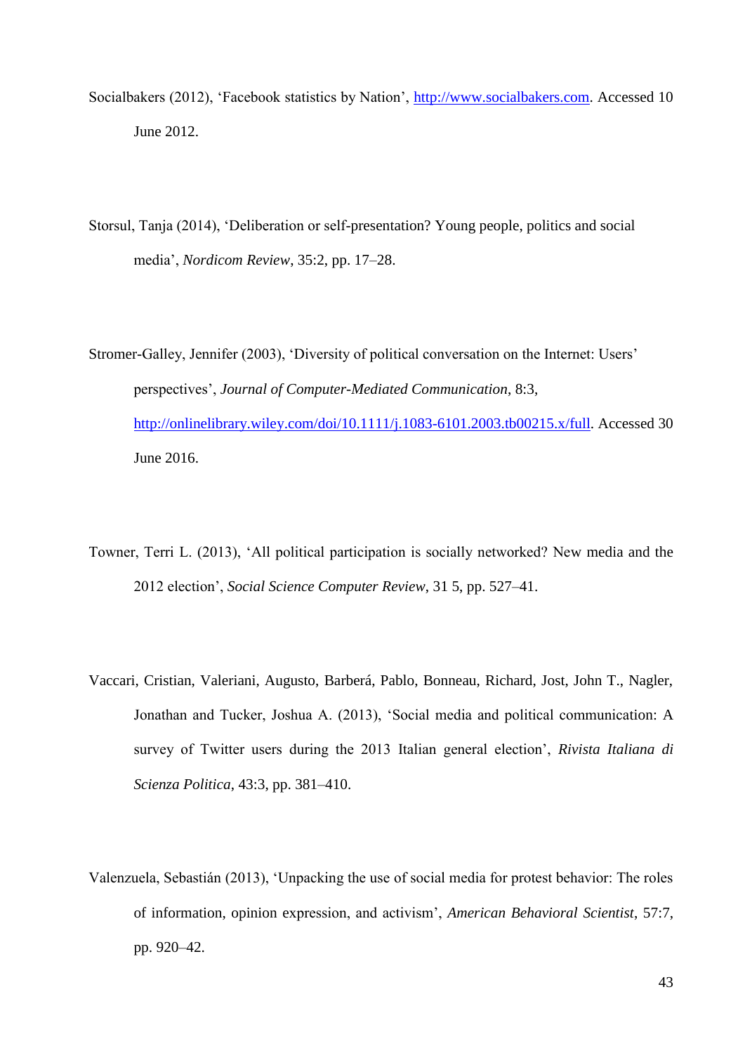Socialbakers (2012), ‘Facebook statistics by Nation’, http://www.socialbakers.com. Accessed 10 June 2012.

Storsul, Tanja (2014), ‘Deliberation or self-presentation? Young people, politics and social media’, *Nordicom Review*, 35:2, pp. 17–28.

Stromer-Galley, Jennifer (2003), ‘Diversity of political conversation on the Internet: Users’ perspectives’, *Journal of Computer-Mediated Communication*, 8:3, http://onlinelibrary.wiley.com/doi/10.1111/j.1083-6101.2003.tb00215.x/full. Accessed 30 June 2016.

Towner, Terri L. (2013), ‘All political participation is socially networked? New media and the 2012 election’, *Social Science Computer Review*, 31 5, pp. 527–41.

Vaccari, Cristian, Valeriani, Augusto, Barberá, Pablo, Bonneau, Richard, Jost, John T., Nagler, Jonathan and Tucker, Joshua A. (2013), ‘Social media and political communication: A survey of Twitter users during the 2013 Italian general election’, *Rivista Italiana di Scienza Politica*, 43:3, pp. 381–410.

Valenzuela, Sebastián (2013), ‘Unpacking the use of social media for protest behavior: The roles of information, opinion expression, and activism’, *American Behavioral Scientist*, 57:7, pp. 920–42.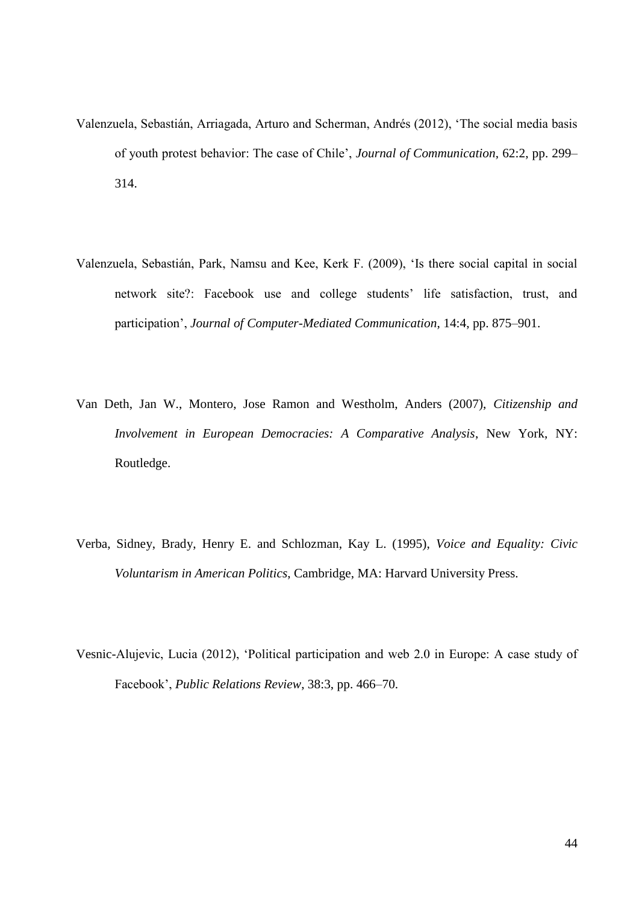Valenzuela, Sebastián, Arriagada, Arturo and Scherman, Andrés (2012), 'The social media basis of youth protest behavior: The case of Chile', *Journal of Communication*, 62:2, pp. 299–314.

Valenzuela, Sebastián, Park, Namsu and Kee, Kerk F. (2009), 'Is there social capital in social network site?: Facebook use and college students' life satisfaction, trust, and participation', *Journal of Computer-Mediated Communication*, 14:4, pp. 875–901.

Van Deth, Jan W., Montero, Jose Ramon and Westholm, Anders (2007), *Citizenship and Involvement in European Democracies: A Comparative Analysis*, New York, NY: Routledge.

Verba, Sidney, Brady, Henry E. and Schlozman, Kay L. (1995), *Voice and Equality: Civic Voluntarism in American Politics*, Cambridge, MA: Harvard University Press.

Vesnic-Alujevic, Lucia (2012), 'Political participation and web 2.0 in Europe: A case study of Facebook', *Public Relations Review*, 38:3, pp. 466–70.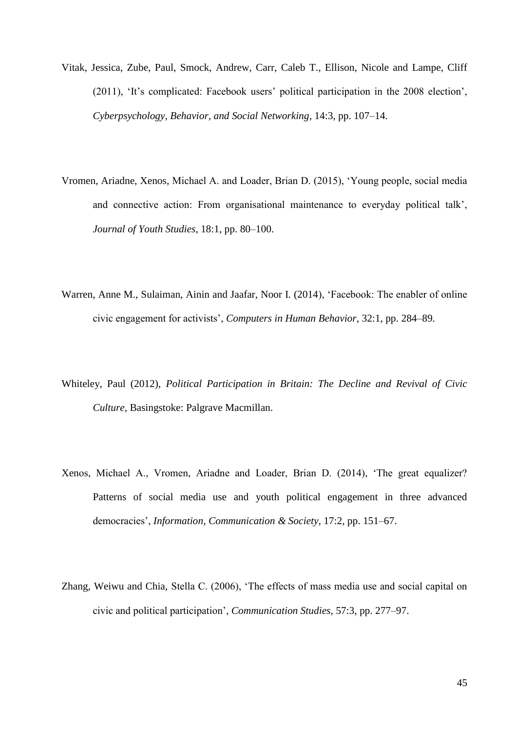Vitak, Jessica, Zube, Paul, Smock, Andrew, Carr, Caleb T., Ellison, Nicole and Lampe, Cliff (2011), 'It's complicated: Facebook users' political participation in the 2008 election', *Cyberpsychology, Behavior, and Social Networking*, 14:3, pp. 107–14.

Vromen, Ariadne, Xenos, Michael A. and Loader, Brian D. (2015), 'Young people, social media and connective action: From organisational maintenance to everyday political talk', *Journal of Youth Studies*, 18:1, pp. 80–100.

Warren, Anne M., Sulaiman, Ainin and Jaafar, Noor I. (2014), 'Facebook: The enabler of online civic engagement for activists', *Computers in Human Behavior*, 32:1, pp. 284–89.

Whiteley, Paul (2012), *Political Participation in Britain: The Decline and Revival of Civic Culture*, Basingstoke: Palgrave Macmillan.

Xenos, Michael A., Vromen, Ariadne and Loader, Brian D. (2014), 'The great equalizer? Patterns of social media use and youth political engagement in three advanced democracies', *Information, Communication & Society*, 17:2, pp. 151–67.

Zhang, Weiwu and Chia, Stella C. (2006), 'The effects of mass media use and social capital on civic and political participation', *Communication Studies*, 57:3, pp. 277–97.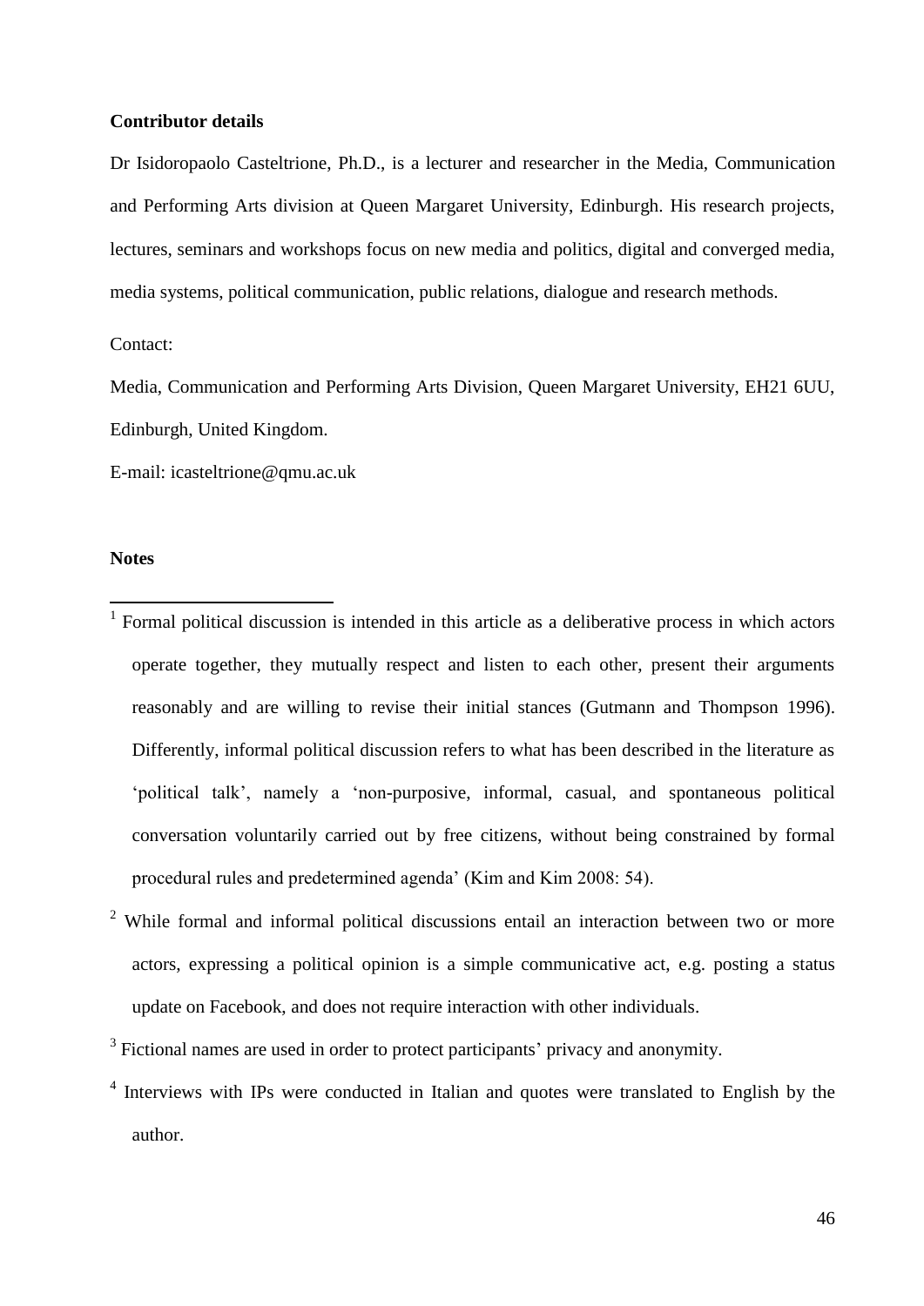**Contributor details**

Dr Isidoropaolo Casteltrione, Ph.D., is a lecturer and researcher in the Media, Communication and Performing Arts division at Queen Margaret University, Edinburgh. His research projects, lectures, seminars and workshops focus on new media and politics, digital and converged media, media systems, political communication, public relations, dialogue and research methods.

Contact:

Media, Communication and Performing Arts Division, Queen Margaret University, EH21 6UU, Edinburgh, United Kingdom.

E-mail: icasteltrione@qmu.ac.uk

**Notes**

[1] Formal political discussion is intended in this article as a deliberative process in which actors operate together, they mutually respect and listen to each other, present their arguments reasonably and are willing to revise their initial stances (Gutmann and Thompson 1996). Differently, informal political discussion refers to what has been described in the literature as 'political talk', namely a 'non-purposive, informal, casual, and spontaneous political conversation voluntarily carried out by free citizens, without being constrained by formal procedural rules and predetermined agenda' (Kim and Kim 2008: 54).

[2] While formal and informal political discussions entail an interaction between two or more actors, expressing a political opinion is a simple communicative act, e.g. posting a status update on Facebook, and does not require interaction with other individuals.

[3] Fictional names are used in order to protect participants' privacy and anonymity.

[4] Interviews with IPs were conducted in Italian and quotes were translated to English by the author.